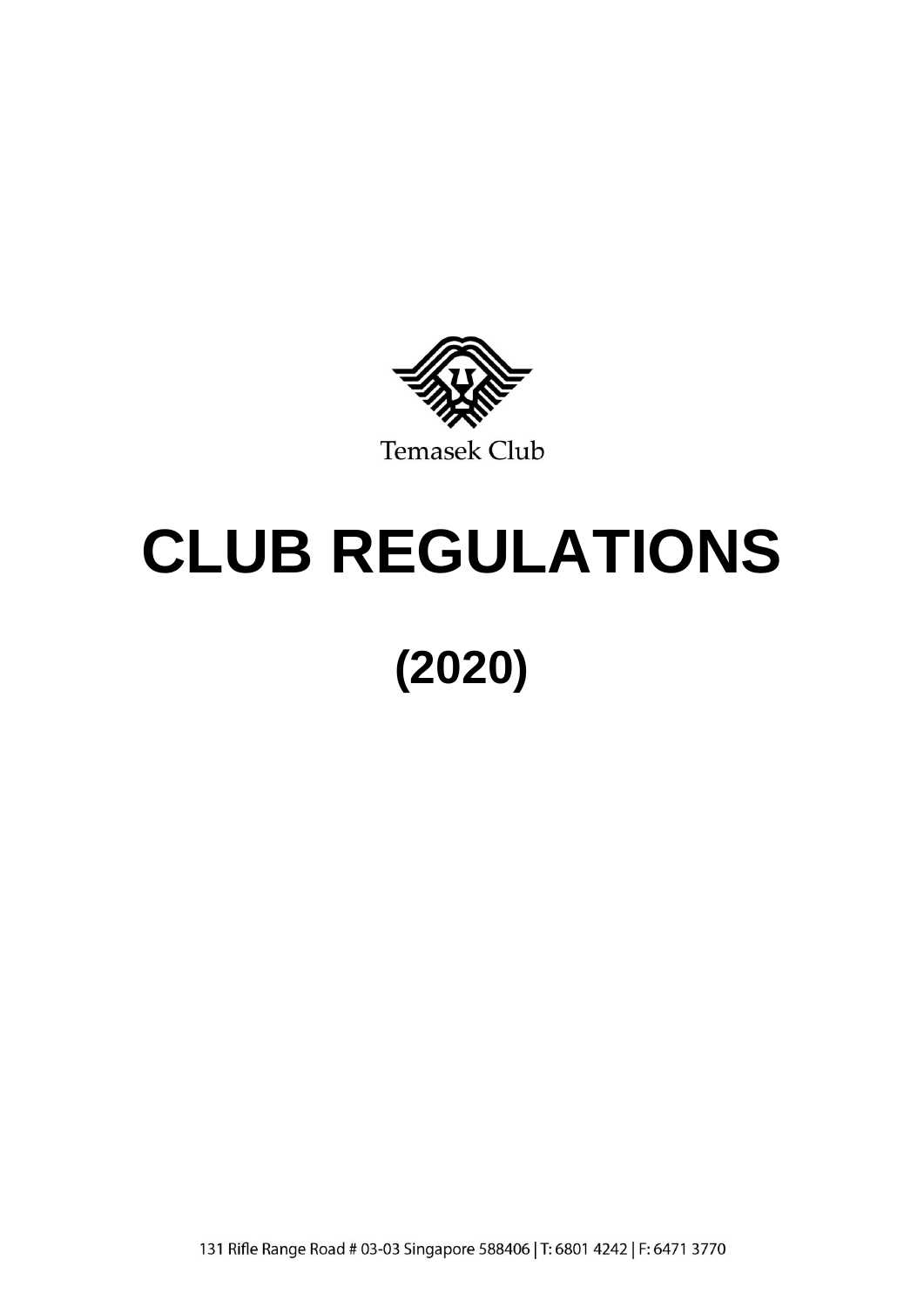Temasek Club

# CLUB REGULATIONS

## (2020)

131 Rifle Range Road # 03-03 Singapore 588406 | T: 6801 4242 | F: 6471 3770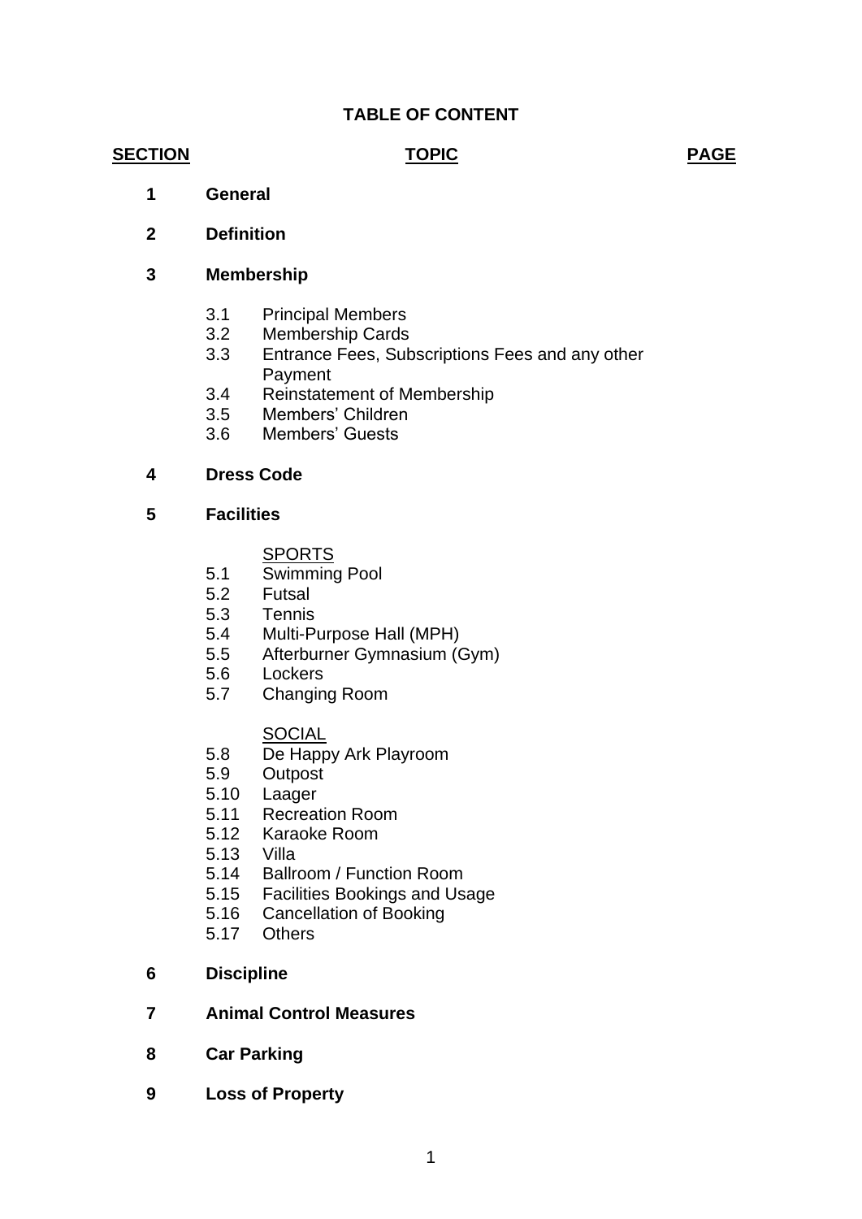## TABLE OF CONTENT

| SECTION | TOPIC | PAGE |
|---|---|---|
| **1** | **General** | |
| **2** | **Definition** | |
| **3** | **Membership** | |
| 3.1 | Principal Members | |
| 3.2 | Membership Cards | |
| 3.3 | Entrance Fees, Subscriptions Fees and any other Payment | |
| 3.4 | Reinstatement of Membership | |
| 3.5 | Members' Children | |
| 3.6 | Members' Guests | |
| **4** | **Dress Code** | |
| **5** | **Facilities** | |
| | SPORTS | |
| 5.1 | Swimming Pool | |
| 5.2 | Futsal | |
| 5.3 | Tennis | |
| 5.4 | Multi-Purpose Hall (MPH) | |
| 5.5 | Afterburner Gymnasium (Gym) | |
| 5.6 | Lockers | |
| 5.7 | Changing Room | |
| | SOCIAL | |
| 5.8 | De Happy Ark Playroom | |
| 5.9 | Outpost | |
| 5.10 | Laager | |
| 5.11 | Recreation Room | |
| 5.12 | Karaoke Room | |
| 5.13 | Villa | |
| 5.14 | Ballroom / Function Room | |
| 5.15 | Facilities Bookings and Usage | |
| 5.16 | Cancellation of Booking | |
| 5.17 | Others | |
| **6** | **Discipline** | |
| **7** | **Animal Control Measures** | |
| **8** | **Car Parking** | |
| **9** | **Loss of Property** | |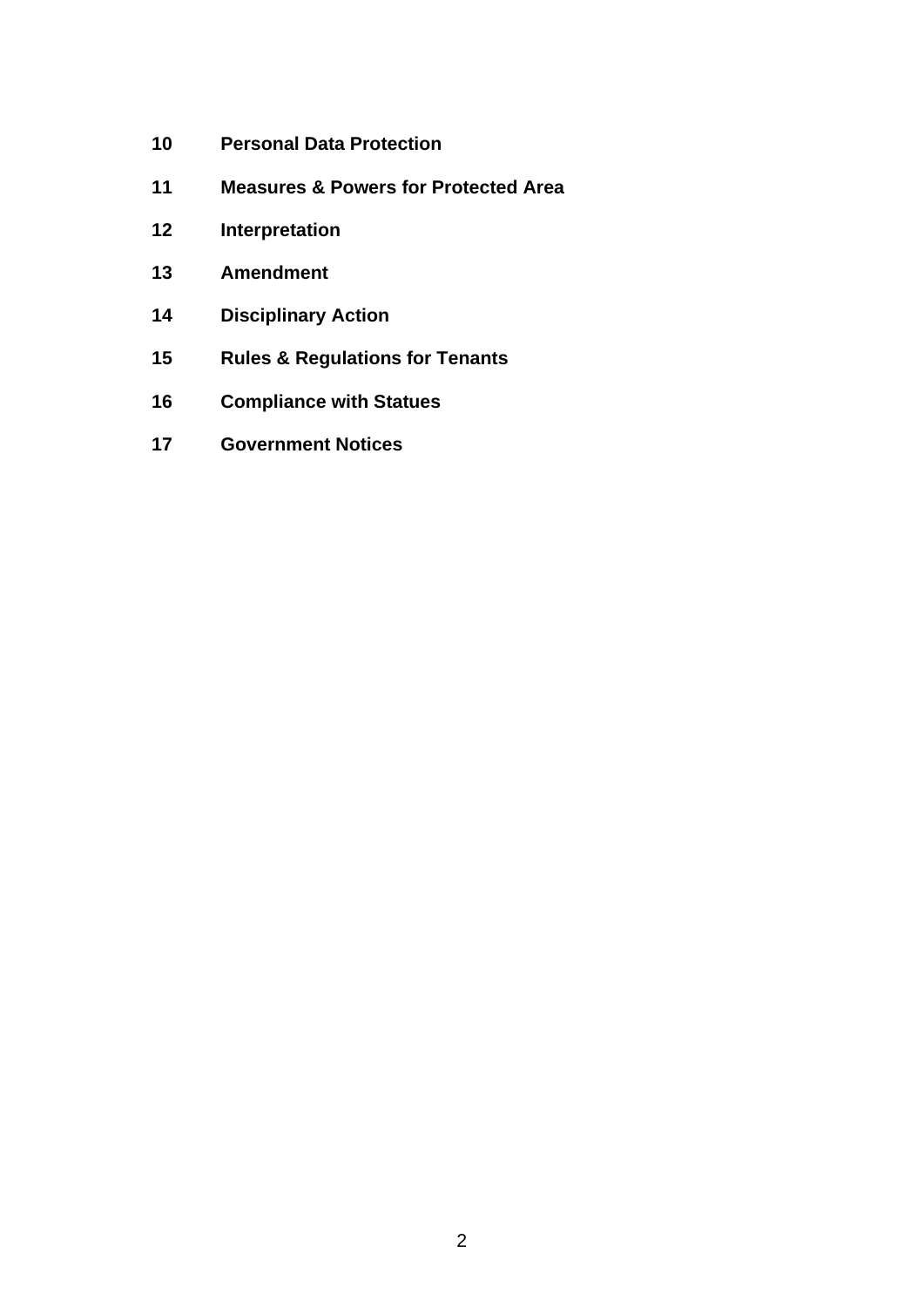**10 Personal Data Protection**

**11 Measures & Powers for Protected Area**

**12 Interpretation**

**13 Amendment**

**14 Disciplinary Action**

**15 Rules & Regulations for Tenants**

**16 Compliance with Statues**

**17 Government Notices**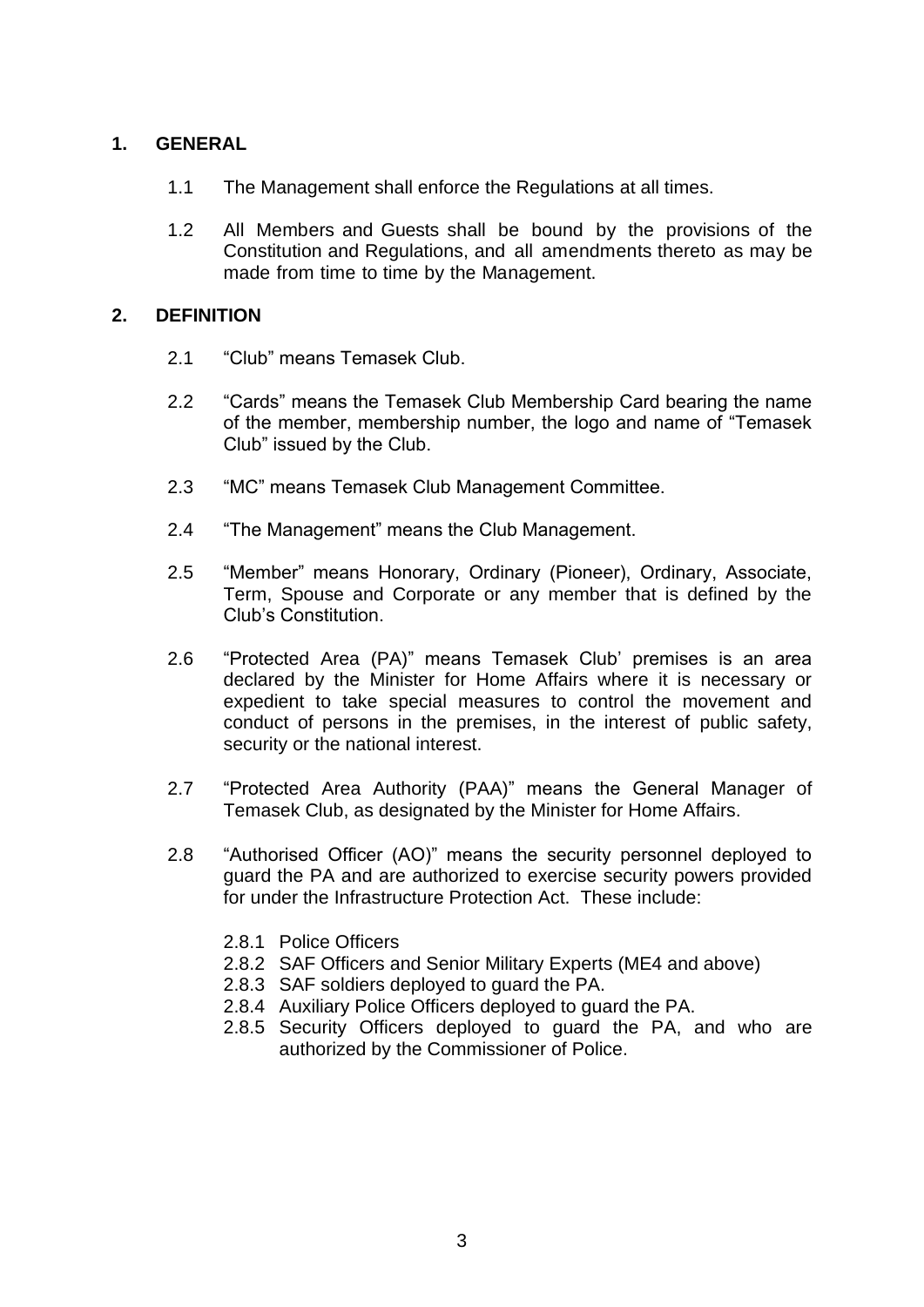## 1. GENERAL

1.1 The Management shall enforce the Regulations at all times.

1.2 All Members and Guests shall be bound by the provisions of the Constitution and Regulations, and all amendments thereto as may be made from time to time by the Management.

## 2. DEFINITION

2.1 "Club" means Temasek Club.

2.2 "Cards" means the Temasek Club Membership Card bearing the name of the member, membership number, the logo and name of "Temasek Club" issued by the Club.

2.3 "MC" means Temasek Club Management Committee.

2.4 "The Management" means the Club Management.

2.5 "Member" means Honorary, Ordinary (Pioneer), Ordinary, Associate, Term, Spouse and Corporate or any member that is defined by the Club's Constitution.

2.6 "Protected Area (PA)" means Temasek Club' premises is an area declared by the Minister for Home Affairs where it is necessary or expedient to take special measures to control the movement and conduct of persons in the premises, in the interest of public safety, security or the national interest.

2.7 "Protected Area Authority (PAA)" means the General Manager of Temasek Club, as designated by the Minister for Home Affairs.

2.8 "Authorised Officer (AO)" means the security personnel deployed to guard the PA and are authorized to exercise security powers provided for under the Infrastructure Protection Act. These include:

2.8.1 Police Officers
2.8.2 SAF Officers and Senior Military Experts (ME4 and above)
2.8.3 SAF soldiers deployed to guard the PA.
2.8.4 Auxiliary Police Officers deployed to guard the PA.
2.8.5 Security Officers deployed to guard the PA, and who are authorized by the Commissioner of Police.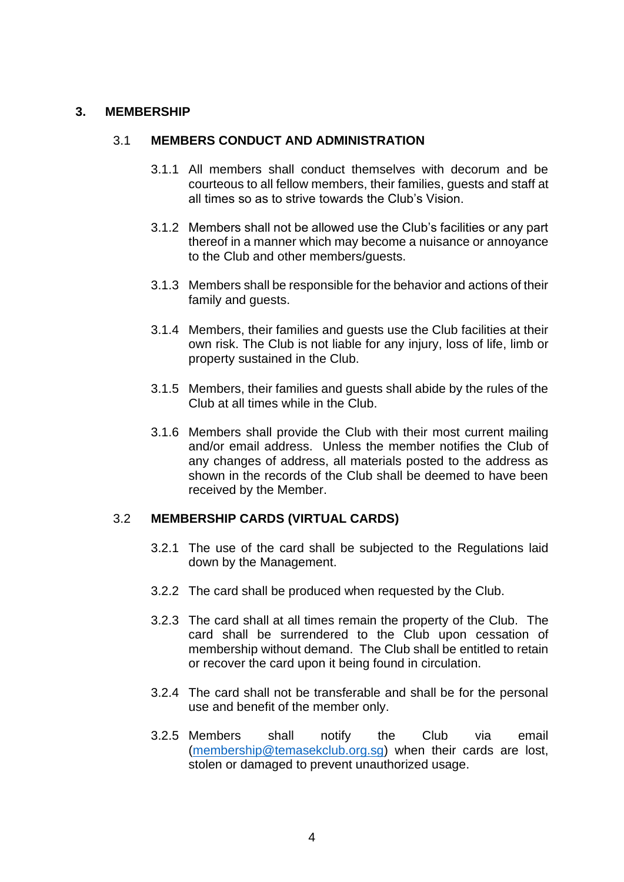# 3. MEMBERSHIP

## 3.1 MEMBERS CONDUCT AND ADMINISTRATION

3.1.1 All members shall conduct themselves with decorum and be courteous to all fellow members, their families, guests and staff at all times so as to strive towards the Club's Vision.

3.1.2 Members shall not be allowed use the Club's facilities or any part thereof in a manner which may become a nuisance or annoyance to the Club and other members/guests.

3.1.3 Members shall be responsible for the behavior and actions of their family and guests.

3.1.4 Members, their families and guests use the Club facilities at their own risk. The Club is not liable for any injury, loss of life, limb or property sustained in the Club.

3.1.5 Members, their families and guests shall abide by the rules of the Club at all times while in the Club.

3.1.6 Members shall provide the Club with their most current mailing and/or email address. Unless the member notifies the Club of any changes of address, all materials posted to the address as shown in the records of the Club shall be deemed to have been received by the Member.

## 3.2 MEMBERSHIP CARDS (VIRTUAL CARDS)

3.2.1 The use of the card shall be subjected to the Regulations laid down by the Management.

3.2.2 The card shall be produced when requested by the Club.

3.2.3 The card shall at all times remain the property of the Club. The card shall be surrendered to the Club upon cessation of membership without demand. The Club shall be entitled to retain or recover the card upon it being found in circulation.

3.2.4 The card shall not be transferable and shall be for the personal use and benefit of the member only.

3.2.5 Members shall notify the Club via email (membership@temasekclub.org.sg) when their cards are lost, stolen or damaged to prevent unauthorized usage.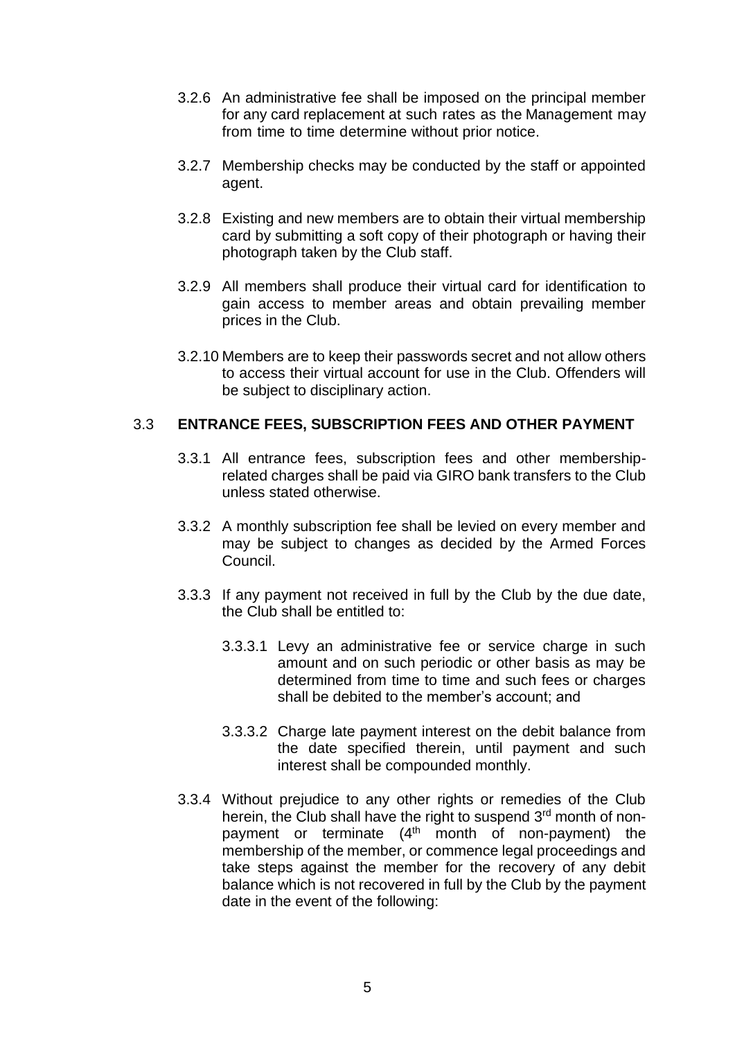3.2.6 An administrative fee shall be imposed on the principal member for any card replacement at such rates as the Management may from time to time determine without prior notice.

3.2.7 Membership checks may be conducted by the staff or appointed agent.

3.2.8 Existing and new members are to obtain their virtual membership card by submitting a soft copy of their photograph or having their photograph taken by the Club staff.

3.2.9 All members shall produce their virtual card for identification to gain access to member areas and obtain prevailing member prices in the Club.

3.2.10 Members are to keep their passwords secret and not allow others to access their virtual account for use in the Club. Offenders will be subject to disciplinary action.

### 3.3 ENTRANCE FEES, SUBSCRIPTION FEES AND OTHER PAYMENT

3.3.1 All entrance fees, subscription fees and other membership-related charges shall be paid via GIRO bank transfers to the Club unless stated otherwise.

3.3.2 A monthly subscription fee shall be levied on every member and may be subject to changes as decided by the Armed Forces Council.

3.3.3 If any payment not received in full by the Club by the due date, the Club shall be entitled to:

3.3.3.1 Levy an administrative fee or service charge in such amount and on such periodic or other basis as may be determined from time to time and such fees or charges shall be debited to the member's account; and

3.3.3.2 Charge late payment interest on the debit balance from the date specified therein, until payment and such interest shall be compounded monthly.

3.3.4 Without prejudice to any other rights or remedies of the Club herein, the Club shall have the right to suspend 3rd month of non-payment or terminate (4th month of non-payment) the membership of the member, or commence legal proceedings and take steps against the member for the recovery of any debit balance which is not recovered in full by the Club by the payment date in the event of the following: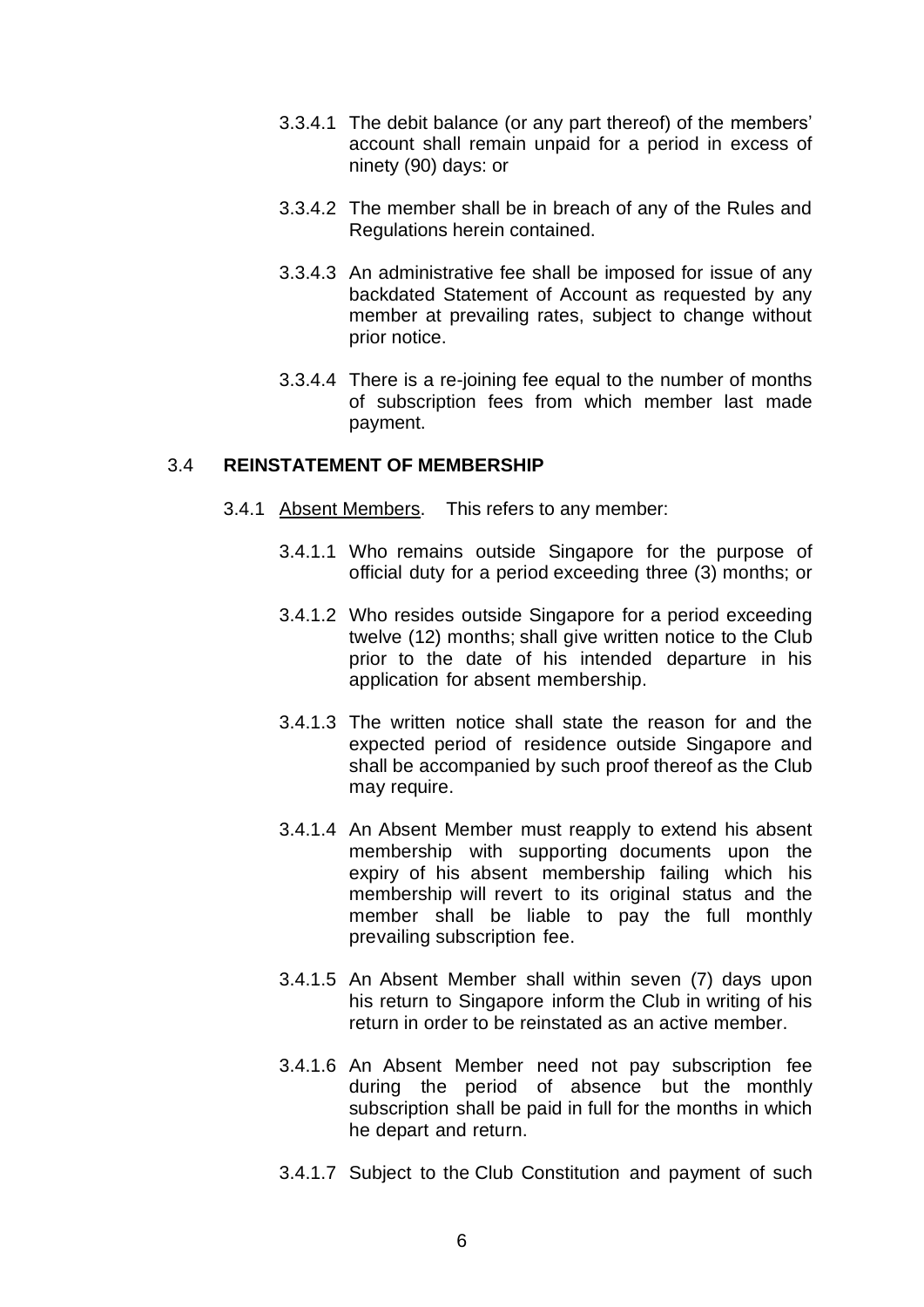3.3.4.1 The debit balance (or any part thereof) of the members' account shall remain unpaid for a period in excess of ninety (90) days: or

3.3.4.2 The member shall be in breach of any of the Rules and Regulations herein contained.

3.3.4.3 An administrative fee shall be imposed for issue of any backdated Statement of Account as requested by any member at prevailing rates, subject to change without prior notice.

3.3.4.4 There is a re-joining fee equal to the number of months of subscription fees from which member last made payment.

## 3.4 **REINSTATEMENT OF MEMBERSHIP**

3.4.1 Absent Members. This refers to any member:

3.4.1.1 Who remains outside Singapore for the purpose of official duty for a period exceeding three (3) months; or

3.4.1.2 Who resides outside Singapore for a period exceeding twelve (12) months; shall give written notice to the Club prior to the date of his intended departure in his application for absent membership.

3.4.1.3 The written notice shall state the reason for and the expected period of residence outside Singapore and shall be accompanied by such proof thereof as the Club may require.

3.4.1.4 An Absent Member must reapply to extend his absent membership with supporting documents upon the expiry of his absent membership failing which his membership will revert to its original status and the member shall be liable to pay the full monthly prevailing subscription fee.

3.4.1.5 An Absent Member shall within seven (7) days upon his return to Singapore inform the Club in writing of his return in order to be reinstated as an active member.

3.4.1.6 An Absent Member need not pay subscription fee during the period of absence but the monthly subscription shall be paid in full for the months in which he depart and return.

3.4.1.7 Subject to the Club Constitution and payment of such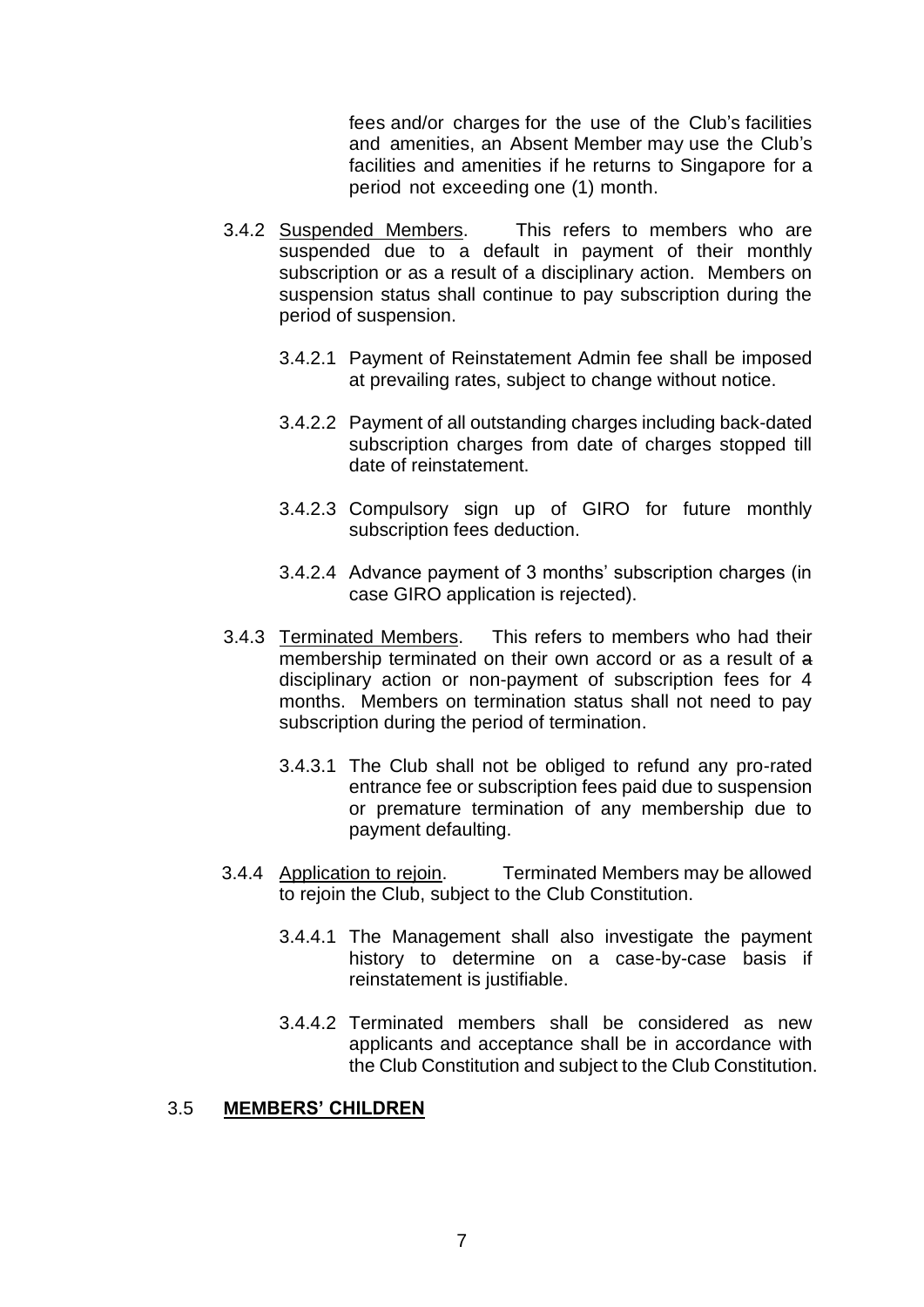fees and/or charges for the use of the Club's facilities and amenities, an Absent Member may use the Club's facilities and amenities if he returns to Singapore for a period not exceeding one (1) month.

3.4.2 Suspended Members. This refers to members who are suspended due to a default in payment of their monthly subscription or as a result of a disciplinary action. Members on suspension status shall continue to pay subscription during the period of suspension.

3.4.2.1 Payment of Reinstatement Admin fee shall be imposed at prevailing rates, subject to change without notice.

3.4.2.2 Payment of all outstanding charges including back-dated subscription charges from date of charges stopped till date of reinstatement.

3.4.2.3 Compulsory sign up of GIRO for future monthly subscription fees deduction.

3.4.2.4 Advance payment of 3 months' subscription charges (in case GIRO application is rejected).

3.4.3 Terminated Members. This refers to members who had their membership terminated on their own accord or as a result of ~~a~~ disciplinary action or non-payment of subscription fees for 4 months. Members on termination status shall not need to pay subscription during the period of termination.

3.4.3.1 The Club shall not be obliged to refund any pro-rated entrance fee or subscription fees paid due to suspension or premature termination of any membership due to payment defaulting.

3.4.4 Application to rejoin. Terminated Members may be allowed to rejoin the Club, subject to the Club Constitution.

3.4.4.1 The Management shall also investigate the payment history to determine on a case-by-case basis if reinstatement is justifiable.

3.4.4.2 Terminated members shall be considered as new applicants and acceptance shall be in accordance with the Club Constitution and subject to the Club Constitution.

## 3.5 MEMBERS' CHILDREN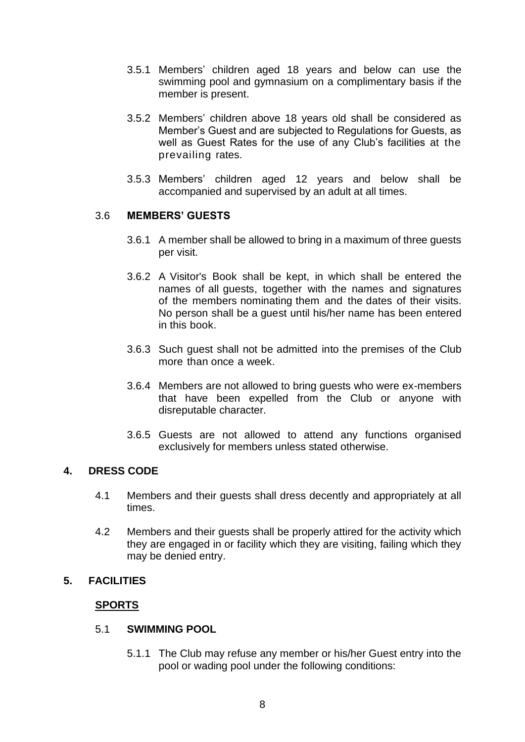3.5.1 Members' children aged 18 years and below can use the swimming pool and gymnasium on a complimentary basis if the member is present.

3.5.2 Members' children above 18 years old shall be considered as Member's Guest and are subjected to Regulations for Guests, as well as Guest Rates for the use of any Club's facilities at the prevailing rates.

3.5.3 Members' children aged 12 years and below shall be accompanied and supervised by an adult at all times.

### 3.6 MEMBERS' GUESTS

3.6.1 A member shall be allowed to bring in a maximum of three guests per visit.

3.6.2 A Visitor's Book shall be kept, in which shall be entered the names of all guests, together with the names and signatures of the members nominating them and the dates of their visits. No person shall be a guest until his/her name has been entered in this book.

3.6.3 Such guest shall not be admitted into the premises of the Club more than once a week.

3.6.4 Members are not allowed to bring guests who were ex-members that have been expelled from the Club or anyone with disreputable character.

3.6.5 Guests are not allowed to attend any functions organised exclusively for members unless stated otherwise.

## 4. DRESS CODE

4.1 Members and their guests shall dress decently and appropriately at all times.

4.2 Members and their guests shall be properly attired for the activity which they are engaged in or facility which they are visiting, failing which they may be denied entry.

## 5. FACILITIES

**SPORTS**

### 5.1 SWIMMING POOL

5.1.1 The Club may refuse any member or his/her Guest entry into the pool or wading pool under the following conditions: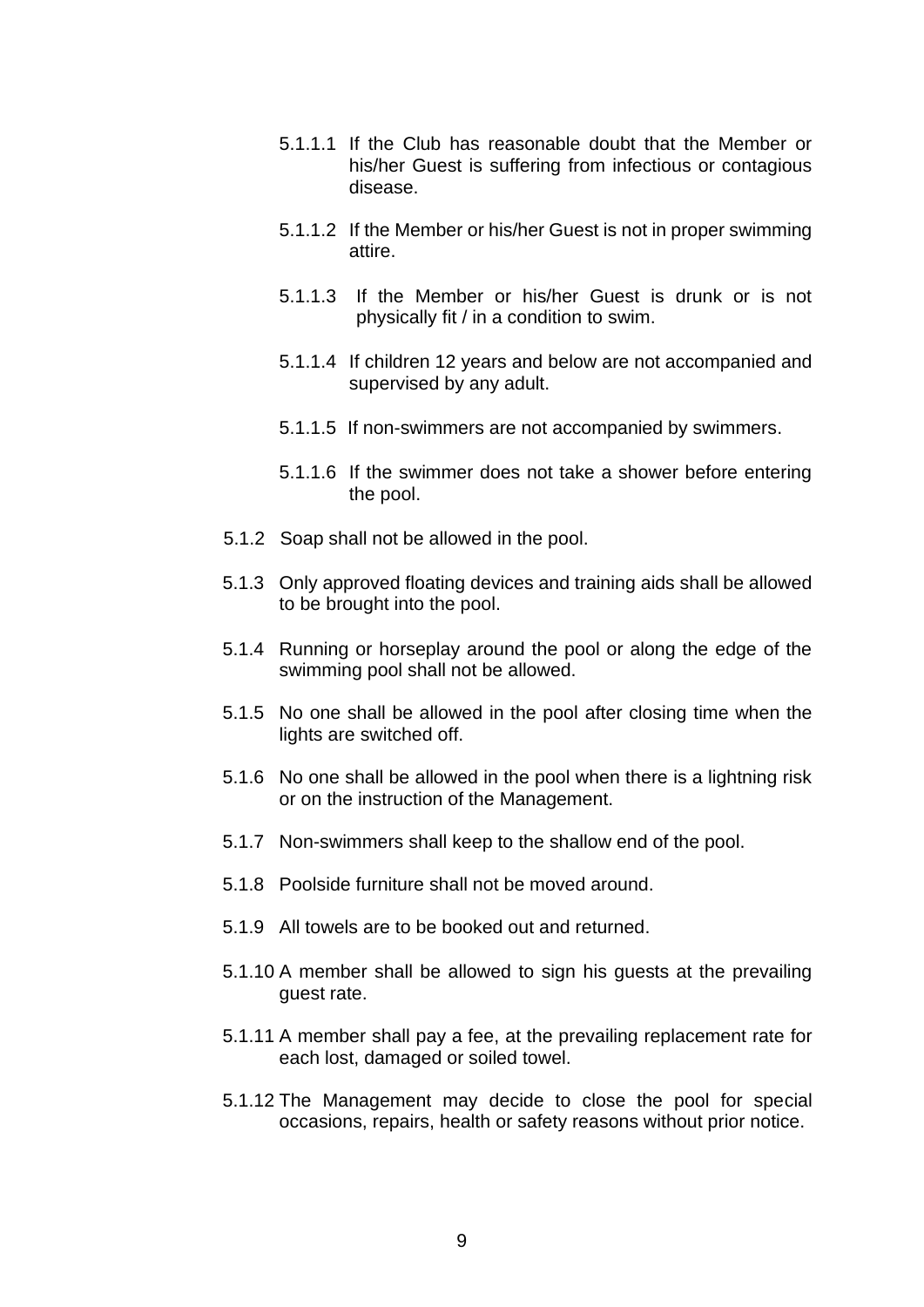5.1.1.1 If the Club has reasonable doubt that the Member or his/her Guest is suffering from infectious or contagious disease.

5.1.1.2 If the Member or his/her Guest is not in proper swimming attire.

5.1.1.3 If the Member or his/her Guest is drunk or is not physically fit / in a condition to swim.

5.1.1.4 If children 12 years and below are not accompanied and supervised by any adult.

5.1.1.5 If non-swimmers are not accompanied by swimmers.

5.1.1.6 If the swimmer does not take a shower before entering the pool.

5.1.2 Soap shall not be allowed in the pool.

5.1.3 Only approved floating devices and training aids shall be allowed to be brought into the pool.

5.1.4 Running or horseplay around the pool or along the edge of the swimming pool shall not be allowed.

5.1.5 No one shall be allowed in the pool after closing time when the lights are switched off.

5.1.6 No one shall be allowed in the pool when there is a lightning risk or on the instruction of the Management.

5.1.7 Non-swimmers shall keep to the shallow end of the pool.

5.1.8 Poolside furniture shall not be moved around.

5.1.9 All towels are to be booked out and returned.

5.1.10 A member shall be allowed to sign his guests at the prevailing guest rate.

5.1.11 A member shall pay a fee, at the prevailing replacement rate for each lost, damaged or soiled towel.

5.1.12 The Management may decide to close the pool for special occasions, repairs, health or safety reasons without prior notice.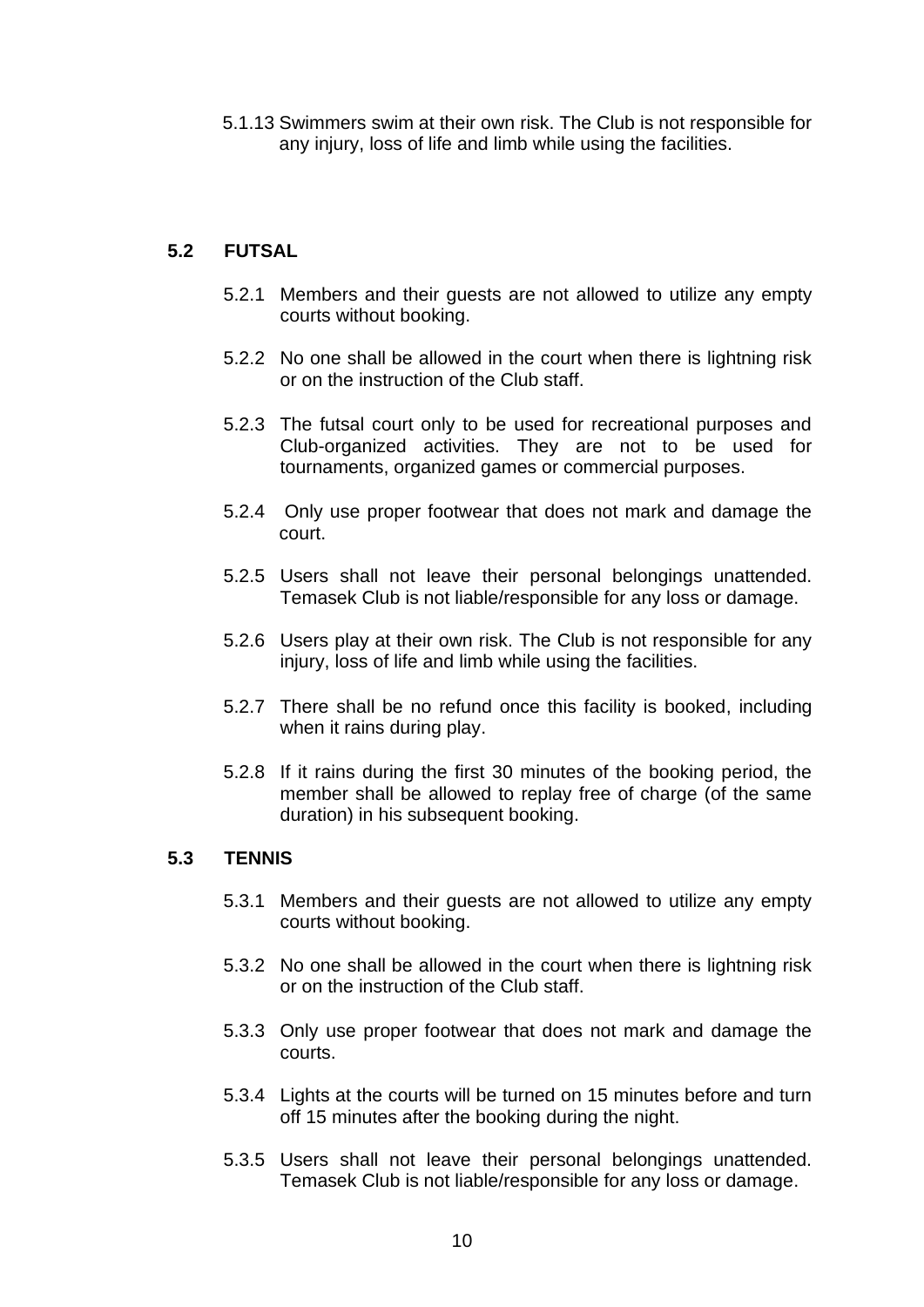5.1.13 Swimmers swim at their own risk. The Club is not responsible for any injury, loss of life and limb while using the facilities.

## 5.2 FUTSAL

5.2.1 Members and their guests are not allowed to utilize any empty courts without booking.

5.2.2 No one shall be allowed in the court when there is lightning risk or on the instruction of the Club staff.

5.2.3 The futsal court only to be used for recreational purposes and Club-organized activities. They are not to be used for tournaments, organized games or commercial purposes.

5.2.4 Only use proper footwear that does not mark and damage the court.

5.2.5 Users shall not leave their personal belongings unattended. Temasek Club is not liable/responsible for any loss or damage.

5.2.6 Users play at their own risk. The Club is not responsible for any injury, loss of life and limb while using the facilities.

5.2.7 There shall be no refund once this facility is booked, including when it rains during play.

5.2.8 If it rains during the first 30 minutes of the booking period, the member shall be allowed to replay free of charge (of the same duration) in his subsequent booking.

## 5.3 TENNIS

5.3.1 Members and their guests are not allowed to utilize any empty courts without booking.

5.3.2 No one shall be allowed in the court when there is lightning risk or on the instruction of the Club staff.

5.3.3 Only use proper footwear that does not mark and damage the courts.

5.3.4 Lights at the courts will be turned on 15 minutes before and turn off 15 minutes after the booking during the night.

5.3.5 Users shall not leave their personal belongings unattended. Temasek Club is not liable/responsible for any loss or damage.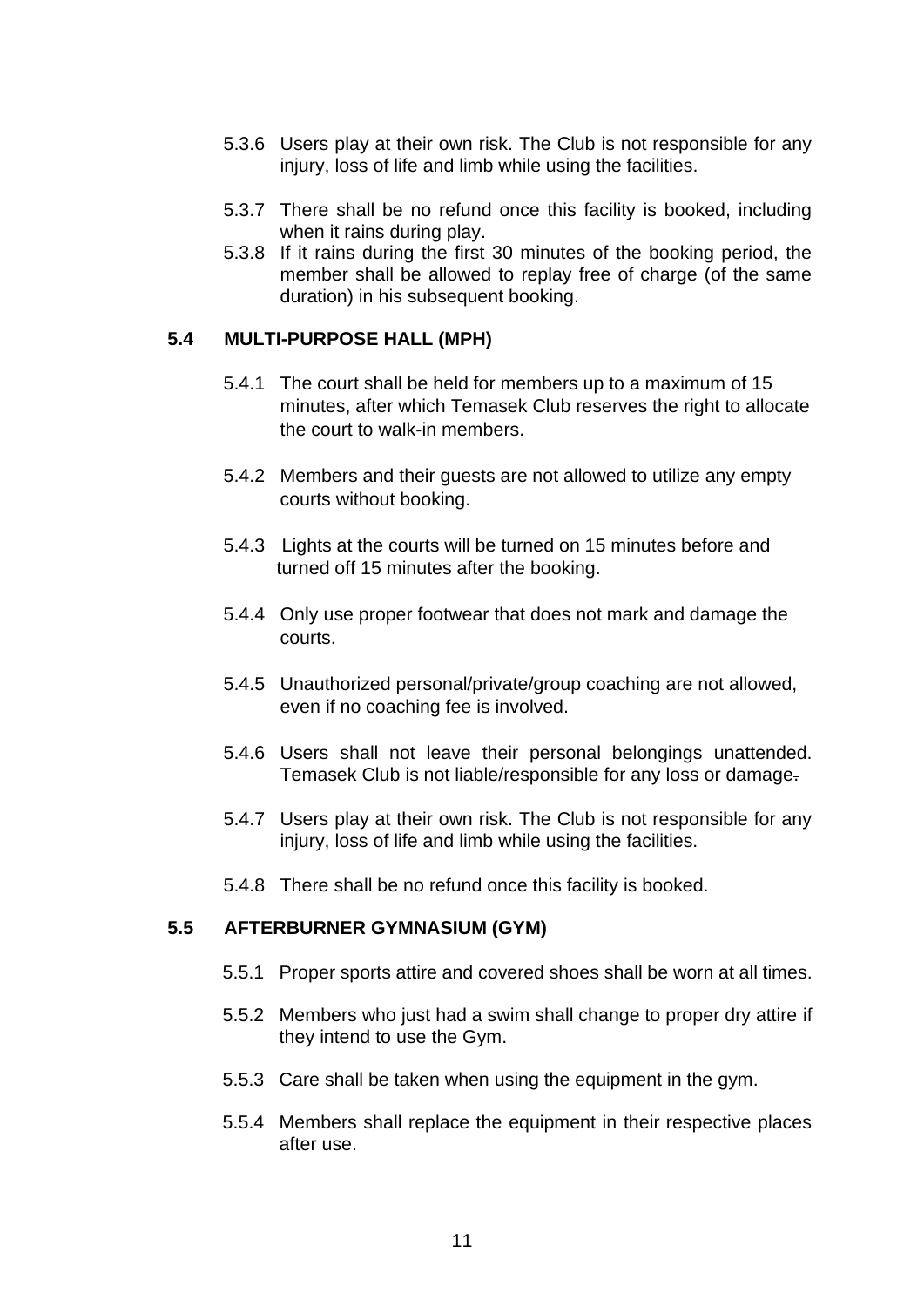5.3.6 Users play at their own risk. The Club is not responsible for any injury, loss of life and limb while using the facilities.

5.3.7 There shall be no refund once this facility is booked, including when it rains during play.

5.3.8 If it rains during the first 30 minutes of the booking period, the member shall be allowed to replay free of charge (of the same duration) in his subsequent booking.

## 5.4 MULTI-PURPOSE HALL (MPH)

5.4.1 The court shall be held for members up to a maximum of 15 minutes, after which Temasek Club reserves the right to allocate the court to walk-in members.

5.4.2 Members and their guests are not allowed to utilize any empty courts without booking.

5.4.3 Lights at the courts will be turned on 15 minutes before and turned off 15 minutes after the booking.

5.4.4 Only use proper footwear that does not mark and damage the courts.

5.4.5 Unauthorized personal/private/group coaching are not allowed, even if no coaching fee is involved.

5.4.6 Users shall not leave their personal belongings unattended. Temasek Club is not liable/responsible for any loss or damage.

5.4.7 Users play at their own risk. The Club is not responsible for any injury, loss of life and limb while using the facilities.

5.4.8 There shall be no refund once this facility is booked.

## 5.5 AFTERBURNER GYMNASIUM (GYM)

5.5.1 Proper sports attire and covered shoes shall be worn at all times.

5.5.2 Members who just had a swim shall change to proper dry attire if they intend to use the Gym.

5.5.3 Care shall be taken when using the equipment in the gym.

5.5.4 Members shall replace the equipment in their respective places after use.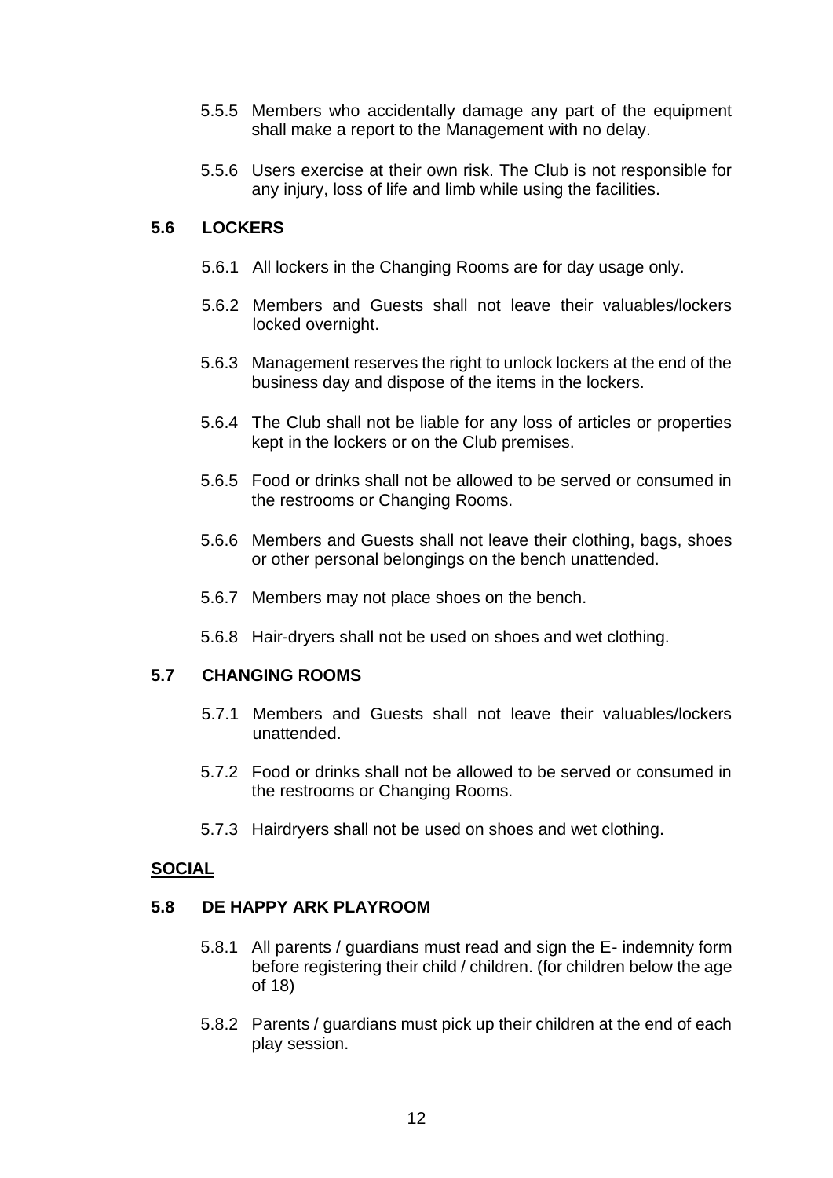5.5.5 Members who accidentally damage any part of the equipment shall make a report to the Management with no delay.

5.5.6 Users exercise at their own risk. The Club is not responsible for any injury, loss of life and limb while using the facilities.

### 5.6 LOCKERS

5.6.1 All lockers in the Changing Rooms are for day usage only.

5.6.2 Members and Guests shall not leave their valuables/lockers locked overnight.

5.6.3 Management reserves the right to unlock lockers at the end of the business day and dispose of the items in the lockers.

5.6.4 The Club shall not be liable for any loss of articles or properties kept in the lockers or on the Club premises.

5.6.5 Food or drinks shall not be allowed to be served or consumed in the restrooms or Changing Rooms.

5.6.6 Members and Guests shall not leave their clothing, bags, shoes or other personal belongings on the bench unattended.

5.6.7 Members may not place shoes on the bench.

5.6.8 Hair-dryers shall not be used on shoes and wet clothing.

### 5.7 CHANGING ROOMS

5.7.1 Members and Guests shall not leave their valuables/lockers unattended.

5.7.2 Food or drinks shall not be allowed to be served or consumed in the restrooms or Changing Rooms.

5.7.3 Hairdryers shall not be used on shoes and wet clothing.

## SOCIAL

### 5.8 DE HAPPY ARK PLAYROOM

5.8.1 All parents / guardians must read and sign the E- indemnity form before registering their child / children. (for children below the age of 18)

5.8.2 Parents / guardians must pick up their children at the end of each play session.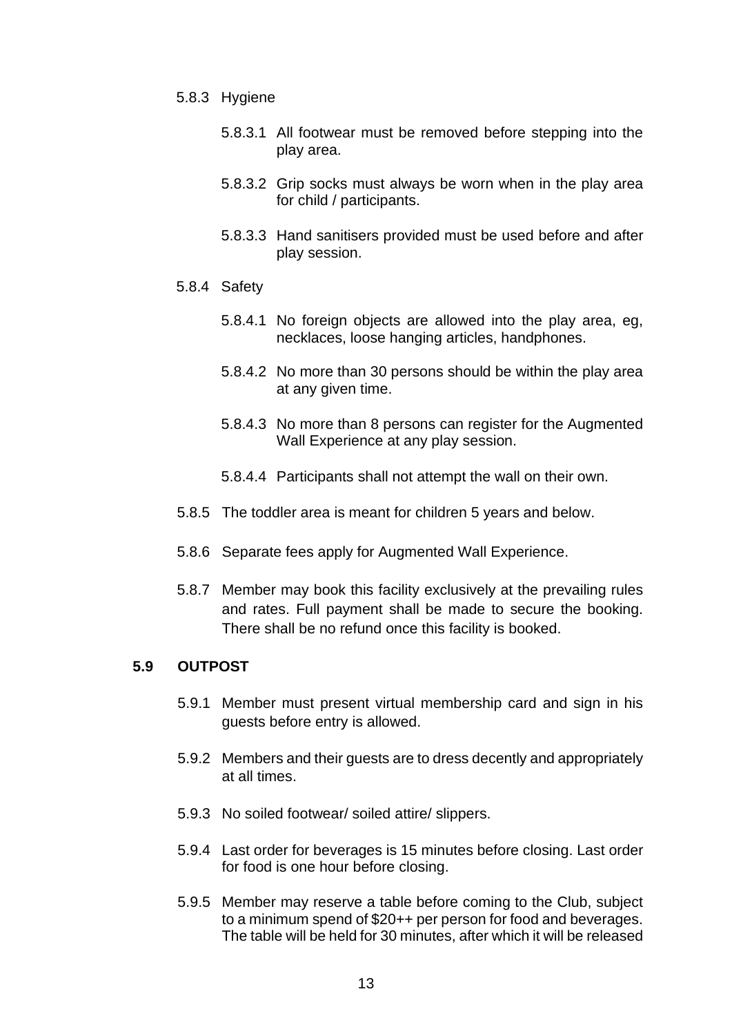5.8.3 Hygiene

5.8.3.1 All footwear must be removed before stepping into the play area.

5.8.3.2 Grip socks must always be worn when in the play area for child / participants.

5.8.3.3 Hand sanitisers provided must be used before and after play session.

5.8.4 Safety

5.8.4.1 No foreign objects are allowed into the play area, eg, necklaces, loose hanging articles, handphones.

5.8.4.2 No more than 30 persons should be within the play area at any given time.

5.8.4.3 No more than 8 persons can register for the Augmented Wall Experience at any play session.

5.8.4.4 Participants shall not attempt the wall on their own.

5.8.5 The toddler area is meant for children 5 years and below.

5.8.6 Separate fees apply for Augmented Wall Experience.

5.8.7 Member may book this facility exclusively at the prevailing rules and rates. Full payment shall be made to secure the booking. There shall be no refund once this facility is booked.

**5.9 OUTPOST**

5.9.1 Member must present virtual membership card and sign in his guests before entry is allowed.

5.9.2 Members and their guests are to dress decently and appropriately at all times.

5.9.3 No soiled footwear/ soiled attire/ slippers.

5.9.4 Last order for beverages is 15 minutes before closing. Last order for food is one hour before closing.

5.9.5 Member may reserve a table before coming to the Club, subject to a minimum spend of $20++ per person for food and beverages. The table will be held for 30 minutes, after which it will be released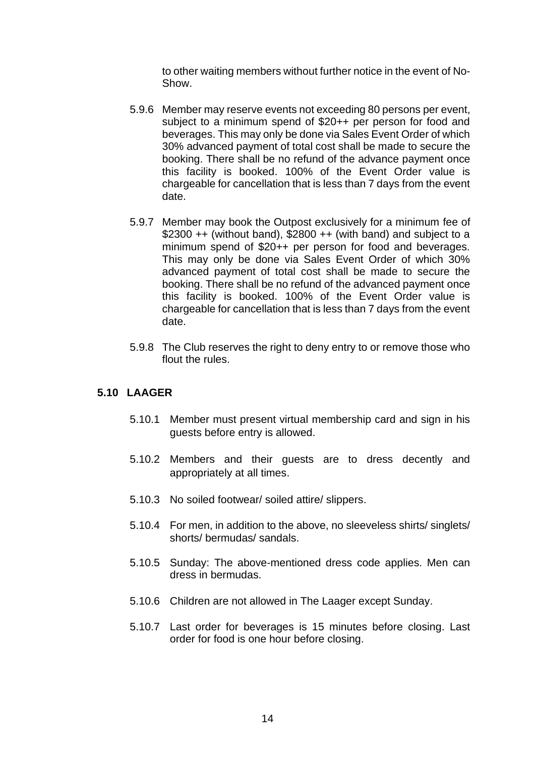to other waiting members without further notice in the event of No-Show.

5.9.6 Member may reserve events not exceeding 80 persons per event, subject to a minimum spend of $20++ per person for food and beverages. This may only be done via Sales Event Order of which 30% advanced payment of total cost shall be made to secure the booking. There shall be no refund of the advance payment once this facility is booked. 100% of the Event Order value is chargeable for cancellation that is less than 7 days from the event date.

5.9.7 Member may book the Outpost exclusively for a minimum fee of $2300 ++ (without band), $2800 ++ (with band) and subject to a minimum spend of $20++ per person for food and beverages. This may only be done via Sales Event Order of which 30% advanced payment of total cost shall be made to secure the booking. There shall be no refund of the advanced payment once this facility is booked. 100% of the Event Order value is chargeable for cancellation that is less than 7 days from the event date.

5.9.8 The Club reserves the right to deny entry to or remove those who flout the rules.

### 5.10 LAAGER

5.10.1 Member must present virtual membership card and sign in his guests before entry is allowed.

5.10.2 Members and their guests are to dress decently and appropriately at all times.

5.10.3 No soiled footwear/ soiled attire/ slippers.

5.10.4 For men, in addition to the above, no sleeveless shirts/ singlets/ shorts/ bermudas/ sandals.

5.10.5 Sunday: The above-mentioned dress code applies. Men can dress in bermudas.

5.10.6 Children are not allowed in The Laager except Sunday.

5.10.7 Last order for beverages is 15 minutes before closing. Last order for food is one hour before closing.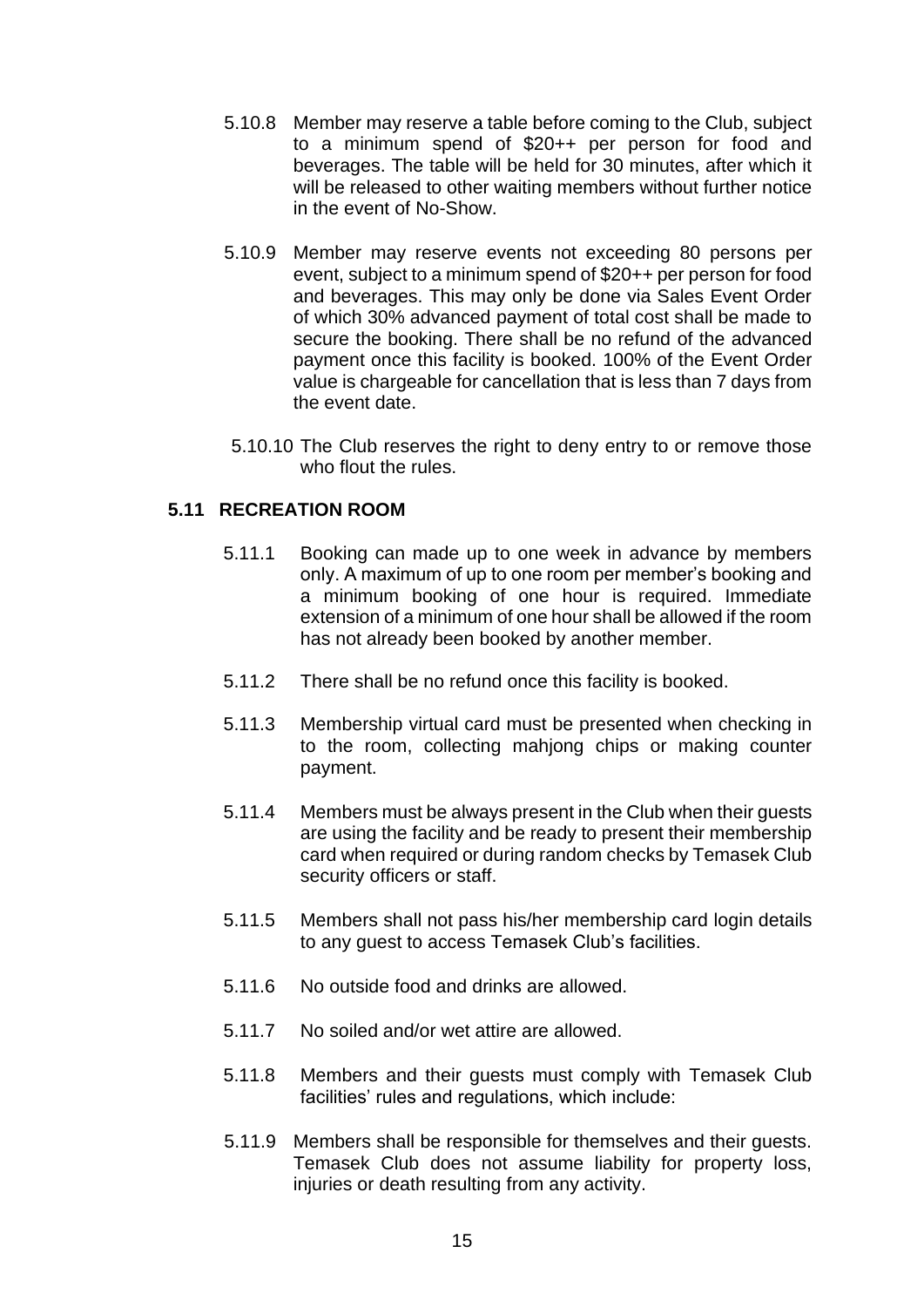5.10.8 Member may reserve a table before coming to the Club, subject to a minimum spend of $20++ per person for food and beverages. The table will be held for 30 minutes, after which it will be released to other waiting members without further notice in the event of No-Show.

5.10.9 Member may reserve events not exceeding 80 persons per event, subject to a minimum spend of $20++ per person for food and beverages. This may only be done via Sales Event Order of which 30% advanced payment of total cost shall be made to secure the booking. There shall be no refund of the advanced payment once this facility is booked. 100% of the Event Order value is chargeable for cancellation that is less than 7 days from the event date.

5.10.10 The Club reserves the right to deny entry to or remove those who flout the rules.

### 5.11 RECREATION ROOM

5.11.1 Booking can made up to one week in advance by members only. A maximum of up to one room per member's booking and a minimum booking of one hour is required. Immediate extension of a minimum of one hour shall be allowed if the room has not already been booked by another member.

5.11.2 There shall be no refund once this facility is booked.

5.11.3 Membership virtual card must be presented when checking in to the room, collecting mahjong chips or making counter payment.

5.11.4 Members must be always present in the Club when their guests are using the facility and be ready to present their membership card when required or during random checks by Temasek Club security officers or staff.

5.11.5 Members shall not pass his/her membership card login details to any guest to access Temasek Club's facilities.

5.11.6 No outside food and drinks are allowed.

5.11.7 No soiled and/or wet attire are allowed.

5.11.8 Members and their guests must comply with Temasek Club facilities' rules and regulations, which include:

5.11.9 Members shall be responsible for themselves and their guests. Temasek Club does not assume liability for property loss, injuries or death resulting from any activity.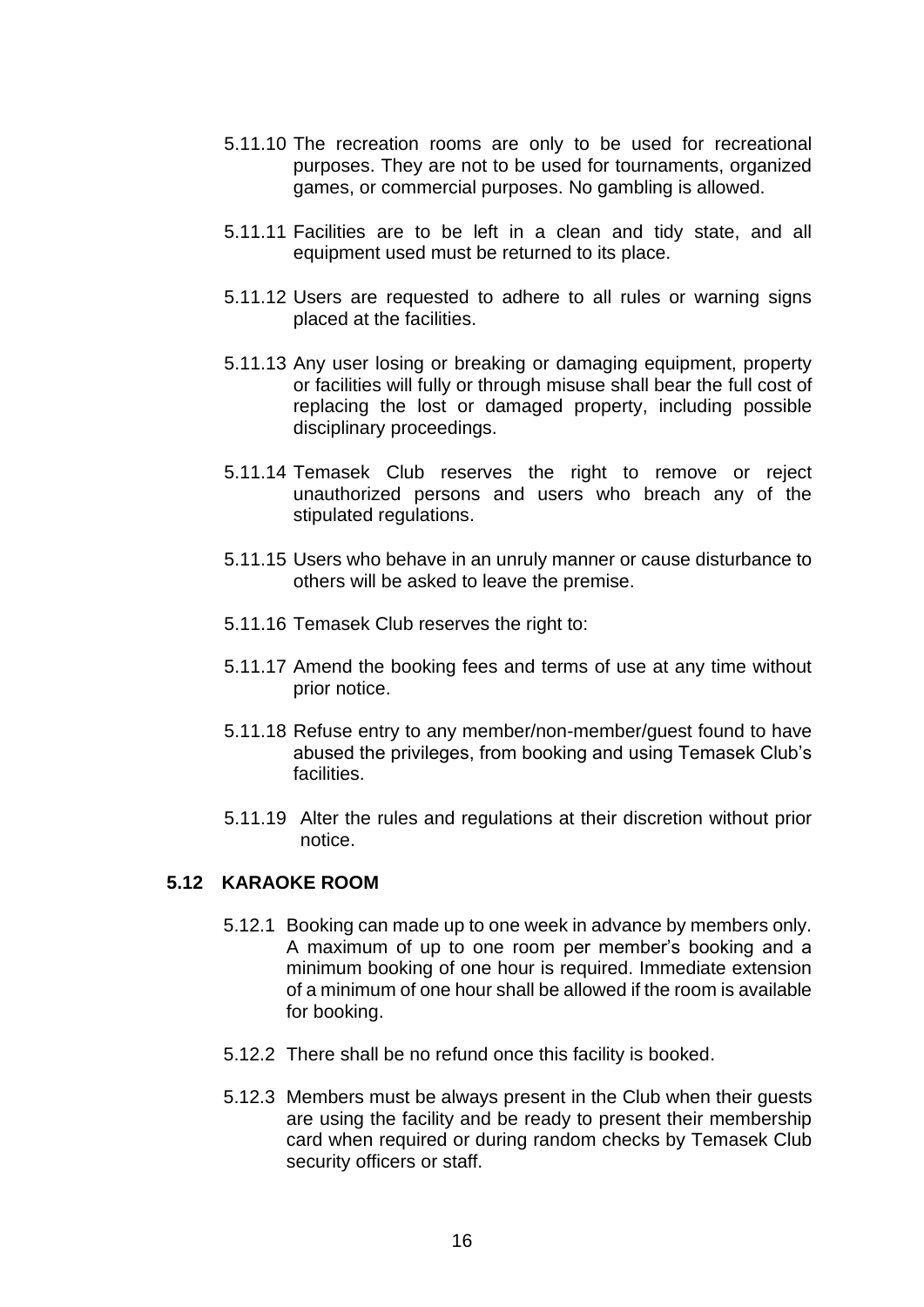5.11.10 The recreation rooms are only to be used for recreational purposes. They are not to be used for tournaments, organized games, or commercial purposes. No gambling is allowed.

5.11.11 Facilities are to be left in a clean and tidy state, and all equipment used must be returned to its place.

5.11.12 Users are requested to adhere to all rules or warning signs placed at the facilities.

5.11.13 Any user losing or breaking or damaging equipment, property or facilities will fully or through misuse shall bear the full cost of replacing the lost or damaged property, including possible disciplinary proceedings.

5.11.14 Temasek Club reserves the right to remove or reject unauthorized persons and users who breach any of the stipulated regulations.

5.11.15 Users who behave in an unruly manner or cause disturbance to others will be asked to leave the premise.

5.11.16 Temasek Club reserves the right to:

5.11.17 Amend the booking fees and terms of use at any time without prior notice.

5.11.18 Refuse entry to any member/non-member/guest found to have abused the privileges, from booking and using Temasek Club's facilities.

5.11.19 Alter the rules and regulations at their discretion without prior notice.

## 5.12 KARAOKE ROOM

5.12.1 Booking can made up to one week in advance by members only. A maximum of up to one room per member's booking and a minimum booking of one hour is required. Immediate extension of a minimum of one hour shall be allowed if the room is available for booking.

5.12.2 There shall be no refund once this facility is booked.

5.12.3 Members must be always present in the Club when their guests are using the facility and be ready to present their membership card when required or during random checks by Temasek Club security officers or staff.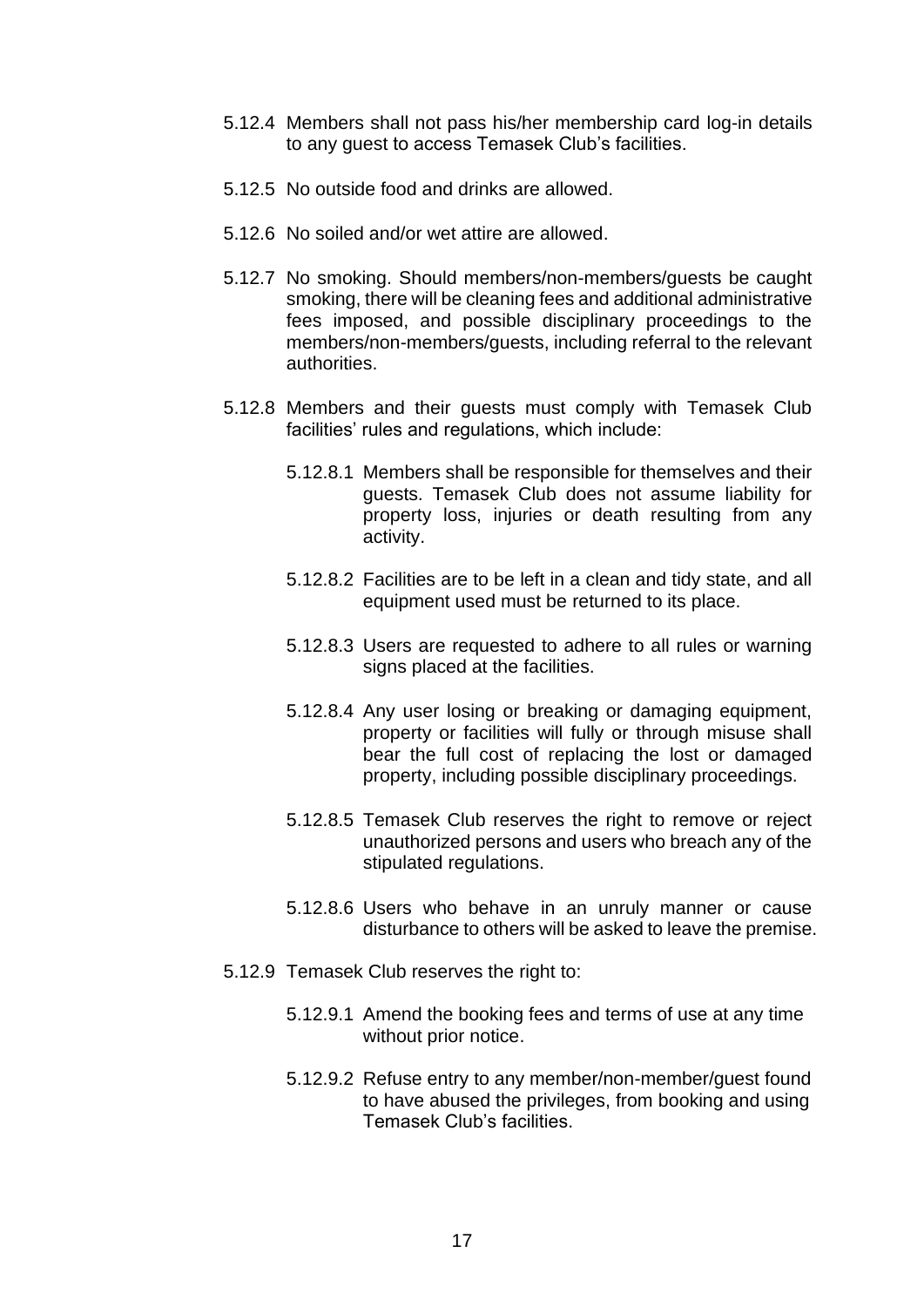5.12.4 Members shall not pass his/her membership card log-in details to any guest to access Temasek Club's facilities.

5.12.5 No outside food and drinks are allowed.

5.12.6 No soiled and/or wet attire are allowed.

5.12.7 No smoking. Should members/non-members/guests be caught smoking, there will be cleaning fees and additional administrative fees imposed, and possible disciplinary proceedings to the members/non-members/guests, including referral to the relevant authorities.

5.12.8 Members and their guests must comply with Temasek Club facilities' rules and regulations, which include:

5.12.8.1 Members shall be responsible for themselves and their guests. Temasek Club does not assume liability for property loss, injuries or death resulting from any activity.

5.12.8.2 Facilities are to be left in a clean and tidy state, and all equipment used must be returned to its place.

5.12.8.3 Users are requested to adhere to all rules or warning signs placed at the facilities.

5.12.8.4 Any user losing or breaking or damaging equipment, property or facilities will fully or through misuse shall bear the full cost of replacing the lost or damaged property, including possible disciplinary proceedings.

5.12.8.5 Temasek Club reserves the right to remove or reject unauthorized persons and users who breach any of the stipulated regulations.

5.12.8.6 Users who behave in an unruly manner or cause disturbance to others will be asked to leave the premise.

5.12.9 Temasek Club reserves the right to:

5.12.9.1 Amend the booking fees and terms of use at any time without prior notice.

5.12.9.2 Refuse entry to any member/non-member/guest found to have abused the privileges, from booking and using Temasek Club's facilities.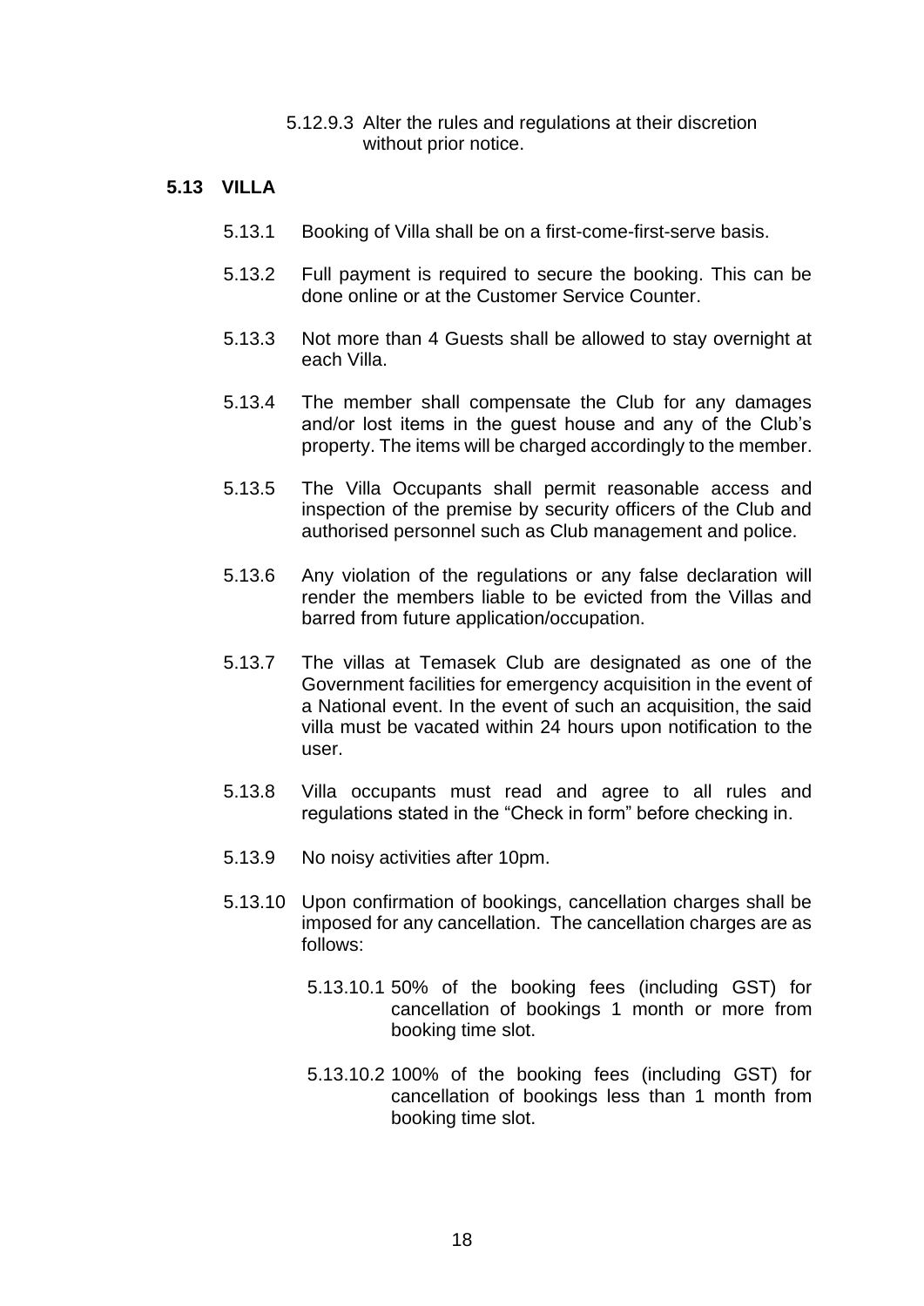5.12.9.3 Alter the rules and regulations at their discretion without prior notice.

## 5.13 VILLA

5.13.1 Booking of Villa shall be on a first-come-first-serve basis.

5.13.2 Full payment is required to secure the booking. This can be done online or at the Customer Service Counter.

5.13.3 Not more than 4 Guests shall be allowed to stay overnight at each Villa.

5.13.4 The member shall compensate the Club for any damages and/or lost items in the guest house and any of the Club's property. The items will be charged accordingly to the member.

5.13.5 The Villa Occupants shall permit reasonable access and inspection of the premise by security officers of the Club and authorised personnel such as Club management and police.

5.13.6 Any violation of the regulations or any false declaration will render the members liable to be evicted from the Villas and barred from future application/occupation.

5.13.7 The villas at Temasek Club are designated as one of the Government facilities for emergency acquisition in the event of a National event. In the event of such an acquisition, the said villa must be vacated within 24 hours upon notification to the user.

5.13.8 Villa occupants must read and agree to all rules and regulations stated in the "Check in form" before checking in.

5.13.9 No noisy activities after 10pm.

5.13.10 Upon confirmation of bookings, cancellation charges shall be imposed for any cancellation. The cancellation charges are as follows:

5.13.10.1 50% of the booking fees (including GST) for cancellation of bookings 1 month or more from booking time slot.

5.13.10.2 100% of the booking fees (including GST) for cancellation of bookings less than 1 month from booking time slot.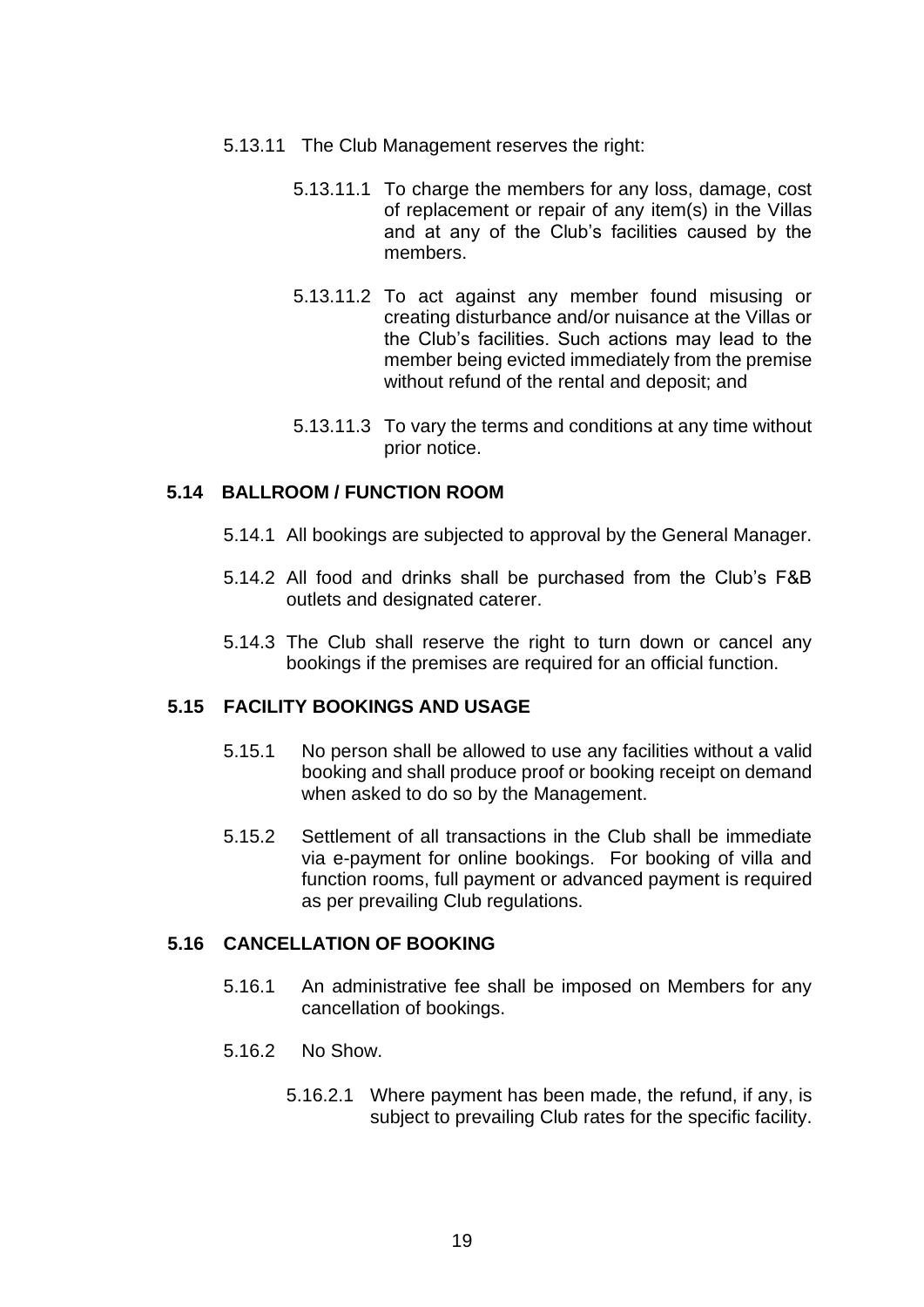5.13.11 The Club Management reserves the right:

5.13.11.1 To charge the members for any loss, damage, cost of replacement or repair of any item(s) in the Villas and at any of the Club's facilities caused by the members.

5.13.11.2 To act against any member found misusing or creating disturbance and/or nuisance at the Villas or the Club's facilities. Such actions may lead to the member being evicted immediately from the premise without refund of the rental and deposit; and

5.13.11.3 To vary the terms and conditions at any time without prior notice.

**5.14 BALLROOM / FUNCTION ROOM**

5.14.1 All bookings are subjected to approval by the General Manager.

5.14.2 All food and drinks shall be purchased from the Club's F&B outlets and designated caterer.

5.14.3 The Club shall reserve the right to turn down or cancel any bookings if the premises are required for an official function.

**5.15 FACILITY BOOKINGS AND USAGE**

5.15.1 No person shall be allowed to use any facilities without a valid booking and shall produce proof or booking receipt on demand when asked to do so by the Management.

5.15.2 Settlement of all transactions in the Club shall be immediate via e-payment for online bookings. For booking of villa and function rooms, full payment or advanced payment is required as per prevailing Club regulations.

**5.16 CANCELLATION OF BOOKING**

5.16.1 An administrative fee shall be imposed on Members for any cancellation of bookings.

5.16.2 No Show.

5.16.2.1 Where payment has been made, the refund, if any, is subject to prevailing Club rates for the specific facility.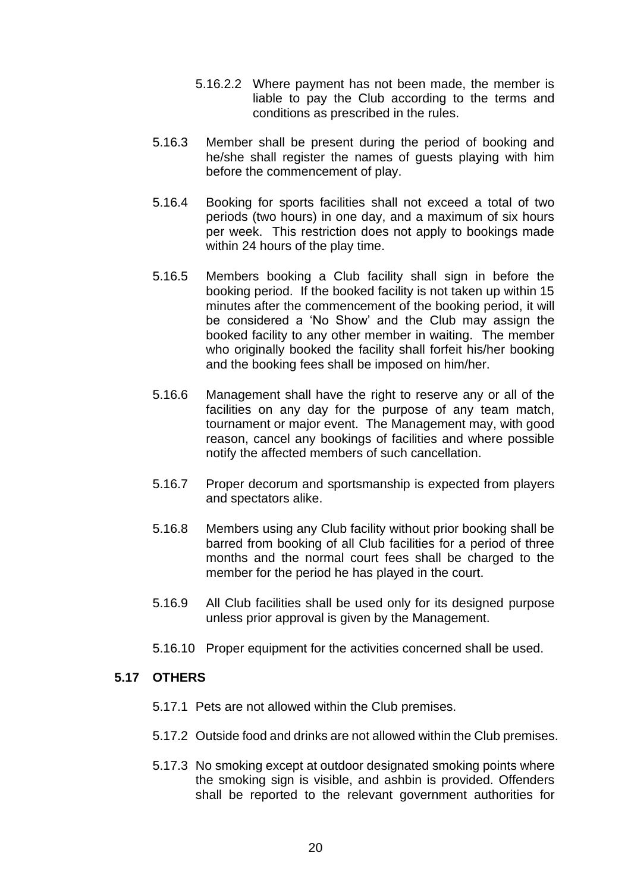5.16.2.2 Where payment has not been made, the member is liable to pay the Club according to the terms and conditions as prescribed in the rules.

5.16.3 Member shall be present during the period of booking and he/she shall register the names of guests playing with him before the commencement of play.

5.16.4 Booking for sports facilities shall not exceed a total of two periods (two hours) in one day, and a maximum of six hours per week. This restriction does not apply to bookings made within 24 hours of the play time.

5.16.5 Members booking a Club facility shall sign in before the booking period. If the booked facility is not taken up within 15 minutes after the commencement of the booking period, it will be considered a 'No Show' and the Club may assign the booked facility to any other member in waiting. The member who originally booked the facility shall forfeit his/her booking and the booking fees shall be imposed on him/her.

5.16.6 Management shall have the right to reserve any or all of the facilities on any day for the purpose of any team match, tournament or major event. The Management may, with good reason, cancel any bookings of facilities and where possible notify the affected members of such cancellation.

5.16.7 Proper decorum and sportsmanship is expected from players and spectators alike.

5.16.8 Members using any Club facility without prior booking shall be barred from booking of all Club facilities for a period of three months and the normal court fees shall be charged to the member for the period he has played in the court.

5.16.9 All Club facilities shall be used only for its designed purpose unless prior approval is given by the Management.

5.16.10 Proper equipment for the activities concerned shall be used.

### 5.17 OTHERS

5.17.1 Pets are not allowed within the Club premises.

5.17.2 Outside food and drinks are not allowed within the Club premises.

5.17.3 No smoking except at outdoor designated smoking points where the smoking sign is visible, and ashbin is provided. Offenders shall be reported to the relevant government authorities for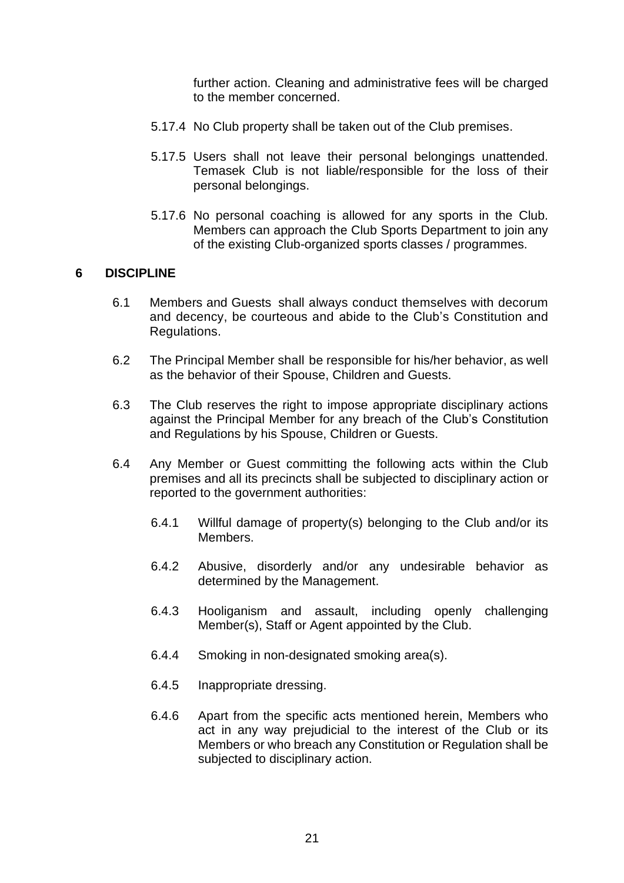further action. Cleaning and administrative fees will be charged to the member concerned.

5.17.4 No Club property shall be taken out of the Club premises.

5.17.5 Users shall not leave their personal belongings unattended. Temasek Club is not liable/responsible for the loss of their personal belongings.

5.17.6 No personal coaching is allowed for any sports in the Club. Members can approach the Club Sports Department to join any of the existing Club-organized sports classes / programmes.

## 6 DISCIPLINE

6.1 Members and Guests shall always conduct themselves with decorum and decency, be courteous and abide to the Club's Constitution and Regulations.

6.2 The Principal Member shall be responsible for his/her behavior, as well as the behavior of their Spouse, Children and Guests.

6.3 The Club reserves the right to impose appropriate disciplinary actions against the Principal Member for any breach of the Club's Constitution and Regulations by his Spouse, Children or Guests.

6.4 Any Member or Guest committing the following acts within the Club premises and all its precincts shall be subjected to disciplinary action or reported to the government authorities:

6.4.1 Willful damage of property(s) belonging to the Club and/or its Members.

6.4.2 Abusive, disorderly and/or any undesirable behavior as determined by the Management.

6.4.3 Hooliganism and assault, including openly challenging Member(s), Staff or Agent appointed by the Club.

6.4.4 Smoking in non-designated smoking area(s).

6.4.5 Inappropriate dressing.

6.4.6 Apart from the specific acts mentioned herein, Members who act in any way prejudicial to the interest of the Club or its Members or who breach any Constitution or Regulation shall be subjected to disciplinary action.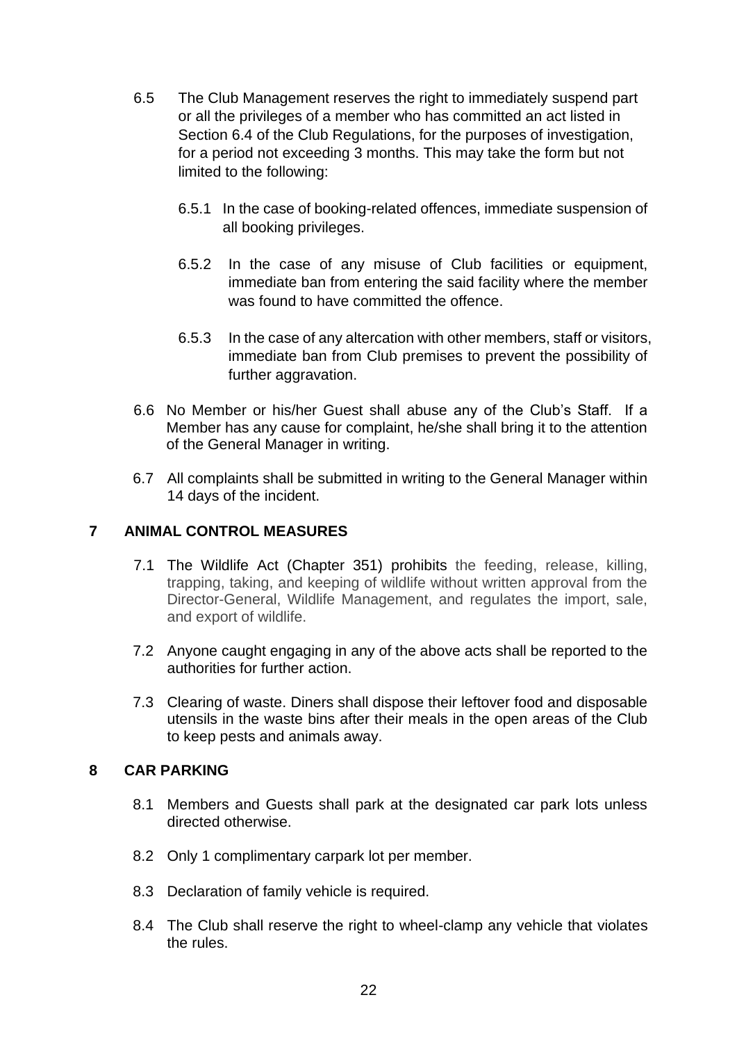6.5 The Club Management reserves the right to immediately suspend part or all the privileges of a member who has committed an act listed in Section 6.4 of the Club Regulations, for the purposes of investigation, for a period not exceeding 3 months. This may take the form but not limited to the following:

6.5.1 In the case of booking-related offences, immediate suspension of all booking privileges.

6.5.2 In the case of any misuse of Club facilities or equipment, immediate ban from entering the said facility where the member was found to have committed the offence.

6.5.3 In the case of any altercation with other members, staff or visitors, immediate ban from Club premises to prevent the possibility of further aggravation.

6.6 No Member or his/her Guest shall abuse any of the Club's Staff. If a Member has any cause for complaint, he/she shall bring it to the attention of the General Manager in writing.

6.7 All complaints shall be submitted in writing to the General Manager within 14 days of the incident.

## 7 ANIMAL CONTROL MEASURES

7.1 The Wildlife Act (Chapter 351) prohibits the feeding, release, killing, trapping, taking, and keeping of wildlife without written approval from the Director-General, Wildlife Management, and regulates the import, sale, and export of wildlife.

7.2 Anyone caught engaging in any of the above acts shall be reported to the authorities for further action.

7.3 Clearing of waste. Diners shall dispose their leftover food and disposable utensils in the waste bins after their meals in the open areas of the Club to keep pests and animals away.

## 8 CAR PARKING

8.1 Members and Guests shall park at the designated car park lots unless directed otherwise.

8.2 Only 1 complimentary carpark lot per member.

8.3 Declaration of family vehicle is required.

8.4 The Club shall reserve the right to wheel-clamp any vehicle that violates the rules.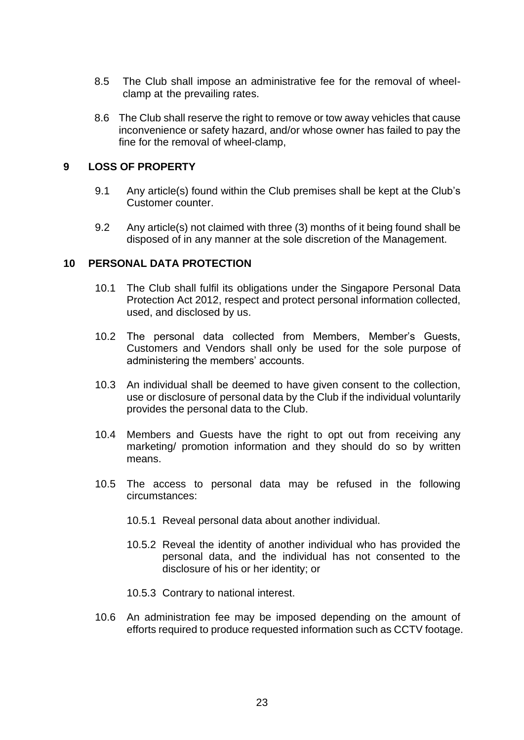8.5 The Club shall impose an administrative fee for the removal of wheel-clamp at the prevailing rates.

8.6 The Club shall reserve the right to remove or tow away vehicles that cause inconvenience or safety hazard, and/or whose owner has failed to pay the fine for the removal of wheel-clamp,

## 9 LOSS OF PROPERTY

9.1 Any article(s) found within the Club premises shall be kept at the Club's Customer counter.

9.2 Any article(s) not claimed with three (3) months of it being found shall be disposed of in any manner at the sole discretion of the Management.

## 10 PERSONAL DATA PROTECTION

10.1 The Club shall fulfil its obligations under the Singapore Personal Data Protection Act 2012, respect and protect personal information collected, used, and disclosed by us.

10.2 The personal data collected from Members, Member's Guests, Customers and Vendors shall only be used for the sole purpose of administering the members' accounts.

10.3 An individual shall be deemed to have given consent to the collection, use or disclosure of personal data by the Club if the individual voluntarily provides the personal data to the Club.

10.4 Members and Guests have the right to opt out from receiving any marketing/ promotion information and they should do so by written means.

10.5 The access to personal data may be refused in the following circumstances:

10.5.1 Reveal personal data about another individual.

10.5.2 Reveal the identity of another individual who has provided the personal data, and the individual has not consented to the disclosure of his or her identity; or

10.5.3 Contrary to national interest.

10.6 An administration fee may be imposed depending on the amount of efforts required to produce requested information such as CCTV footage.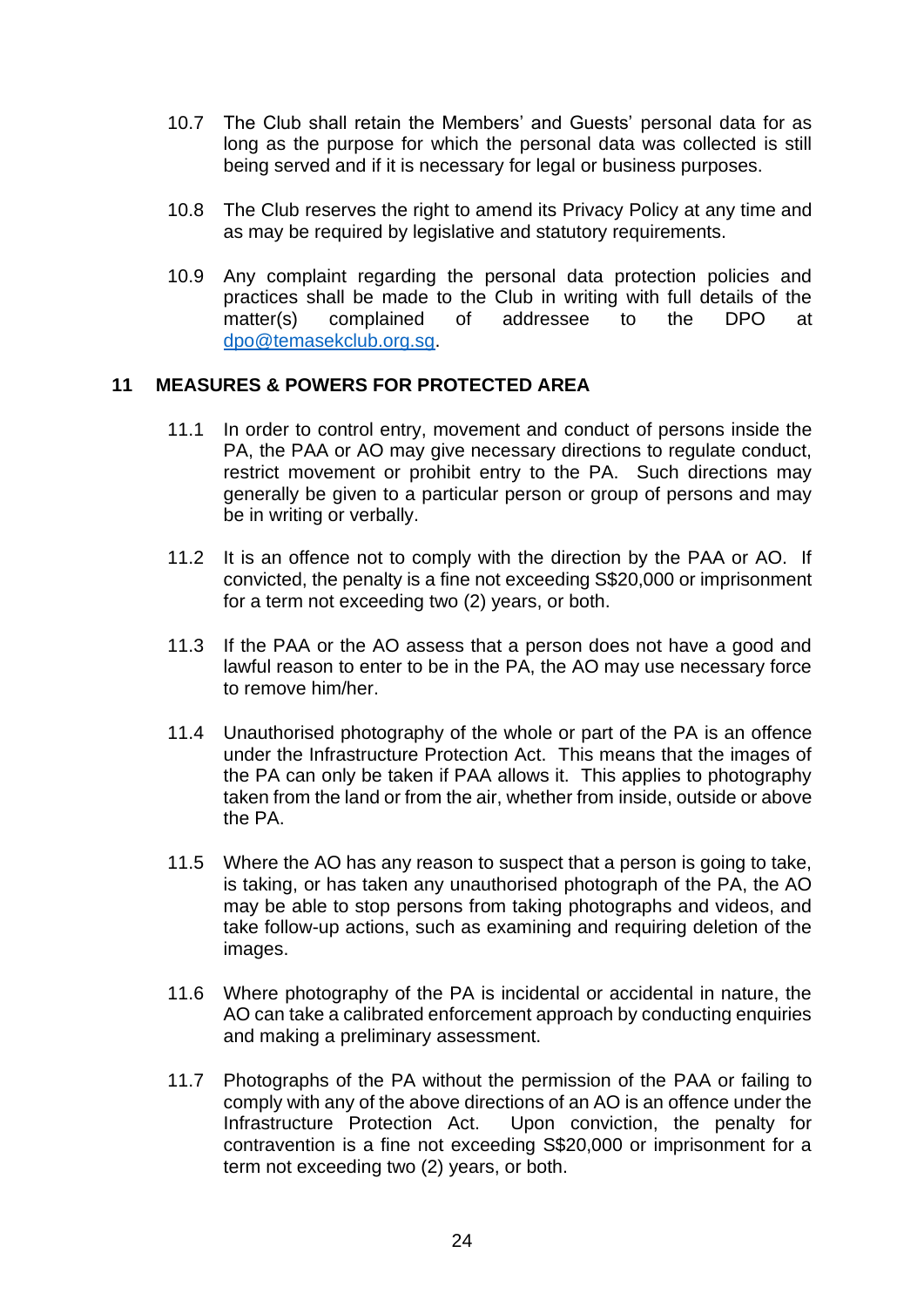10.7 The Club shall retain the Members' and Guests' personal data for as long as the purpose for which the personal data was collected is still being served and if it is necessary for legal or business purposes.

10.8 The Club reserves the right to amend its Privacy Policy at any time and as may be required by legislative and statutory requirements.

10.9 Any complaint regarding the personal data protection policies and practices shall be made to the Club in writing with full details of the matter(s) complained of addressee to the DPO at dpo@temasekclub.org.sg.

## 11 MEASURES & POWERS FOR PROTECTED AREA

11.1 In order to control entry, movement and conduct of persons inside the PA, the PAA or AO may give necessary directions to regulate conduct, restrict movement or prohibit entry to the PA. Such directions may generally be given to a particular person or group of persons and may be in writing or verbally.

11.2 It is an offence not to comply with the direction by the PAA or AO. If convicted, the penalty is a fine not exceeding S$20,000 or imprisonment for a term not exceeding two (2) years, or both.

11.3 If the PAA or the AO assess that a person does not have a good and lawful reason to enter to be in the PA, the AO may use necessary force to remove him/her.

11.4 Unauthorised photography of the whole or part of the PA is an offence under the Infrastructure Protection Act. This means that the images of the PA can only be taken if PAA allows it. This applies to photography taken from the land or from the air, whether from inside, outside or above the PA.

11.5 Where the AO has any reason to suspect that a person is going to take, is taking, or has taken any unauthorised photograph of the PA, the AO may be able to stop persons from taking photographs and videos, and take follow-up actions, such as examining and requiring deletion of the images.

11.6 Where photography of the PA is incidental or accidental in nature, the AO can take a calibrated enforcement approach by conducting enquiries and making a preliminary assessment.

11.7 Photographs of the PA without the permission of the PAA or failing to comply with any of the above directions of an AO is an offence under the Infrastructure Protection Act. Upon conviction, the penalty for contravention is a fine not exceeding S$20,000 or imprisonment for a term not exceeding two (2) years, or both.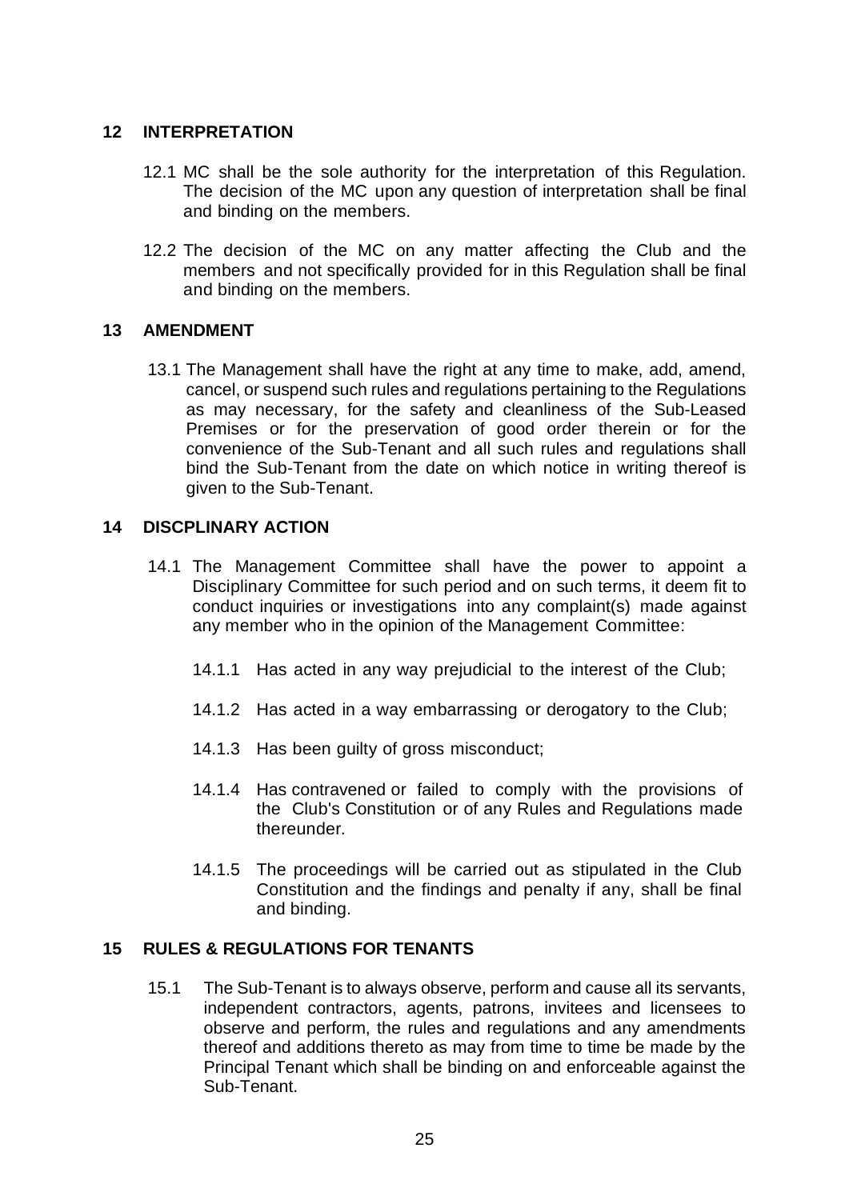## 12 INTERPRETATION

12.1 MC shall be the sole authority for the interpretation of this Regulation. The decision of the MC upon any question of interpretation shall be final and binding on the members.

12.2 The decision of the MC on any matter affecting the Club and the members and not specifically provided for in this Regulation shall be final and binding on the members.

## 13 AMENDMENT

13.1 The Management shall have the right at any time to make, add, amend, cancel, or suspend such rules and regulations pertaining to the Regulations as may necessary, for the safety and cleanliness of the Sub-Leased Premises or for the preservation of good order therein or for the convenience of the Sub-Tenant and all such rules and regulations shall bind the Sub-Tenant from the date on which notice in writing thereof is given to the Sub-Tenant.

## 14 DISCPLINARY ACTION

14.1 The Management Committee shall have the power to appoint a Disciplinary Committee for such period and on such terms, it deem fit to conduct inquiries or investigations into any complaint(s) made against any member who in the opinion of the Management Committee:

14.1.1 Has acted in any way prejudicial to the interest of the Club;

14.1.2 Has acted in a way embarrassing or derogatory to the Club;

14.1.3 Has been guilty of gross misconduct;

14.1.4 Has contravened or failed to comply with the provisions of the Club's Constitution or of any Rules and Regulations made thereunder.

14.1.5 The proceedings will be carried out as stipulated in the Club Constitution and the findings and penalty if any, shall be final and binding.

## 15 RULES & REGULATIONS FOR TENANTS

15.1 The Sub-Tenant is to always observe, perform and cause all its servants, independent contractors, agents, patrons, invitees and licensees to observe and perform, the rules and regulations and any amendments thereof and additions thereto as may from time to time be made by the Principal Tenant which shall be binding on and enforceable against the Sub-Tenant.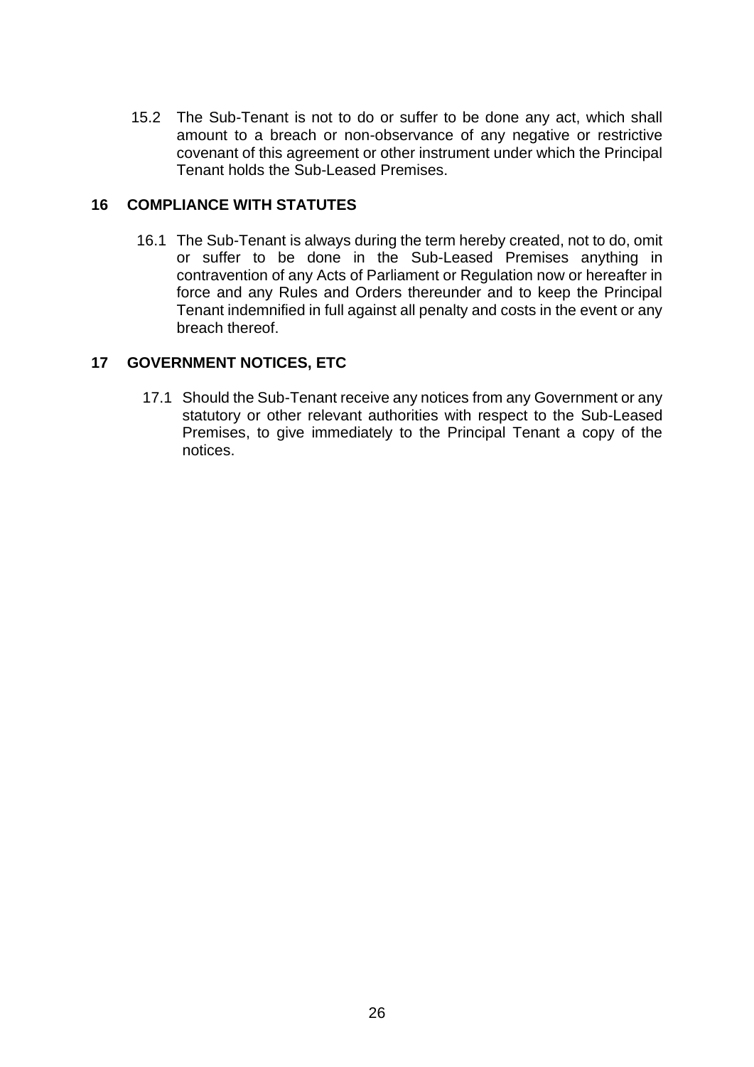15.2 The Sub-Tenant is not to do or suffer to be done any act, which shall amount to a breach or non-observance of any negative or restrictive covenant of this agreement or other instrument under which the Principal Tenant holds the Sub-Leased Premises.

## 16 COMPLIANCE WITH STATUTES

16.1 The Sub-Tenant is always during the term hereby created, not to do, omit or suffer to be done in the Sub-Leased Premises anything in contravention of any Acts of Parliament or Regulation now or hereafter in force and any Rules and Orders thereunder and to keep the Principal Tenant indemnified in full against all penalty and costs in the event or any breach thereof.

## 17 GOVERNMENT NOTICES, ETC

17.1 Should the Sub-Tenant receive any notices from any Government or any statutory or other relevant authorities with respect to the Sub-Leased Premises, to give immediately to the Principal Tenant a copy of the notices.